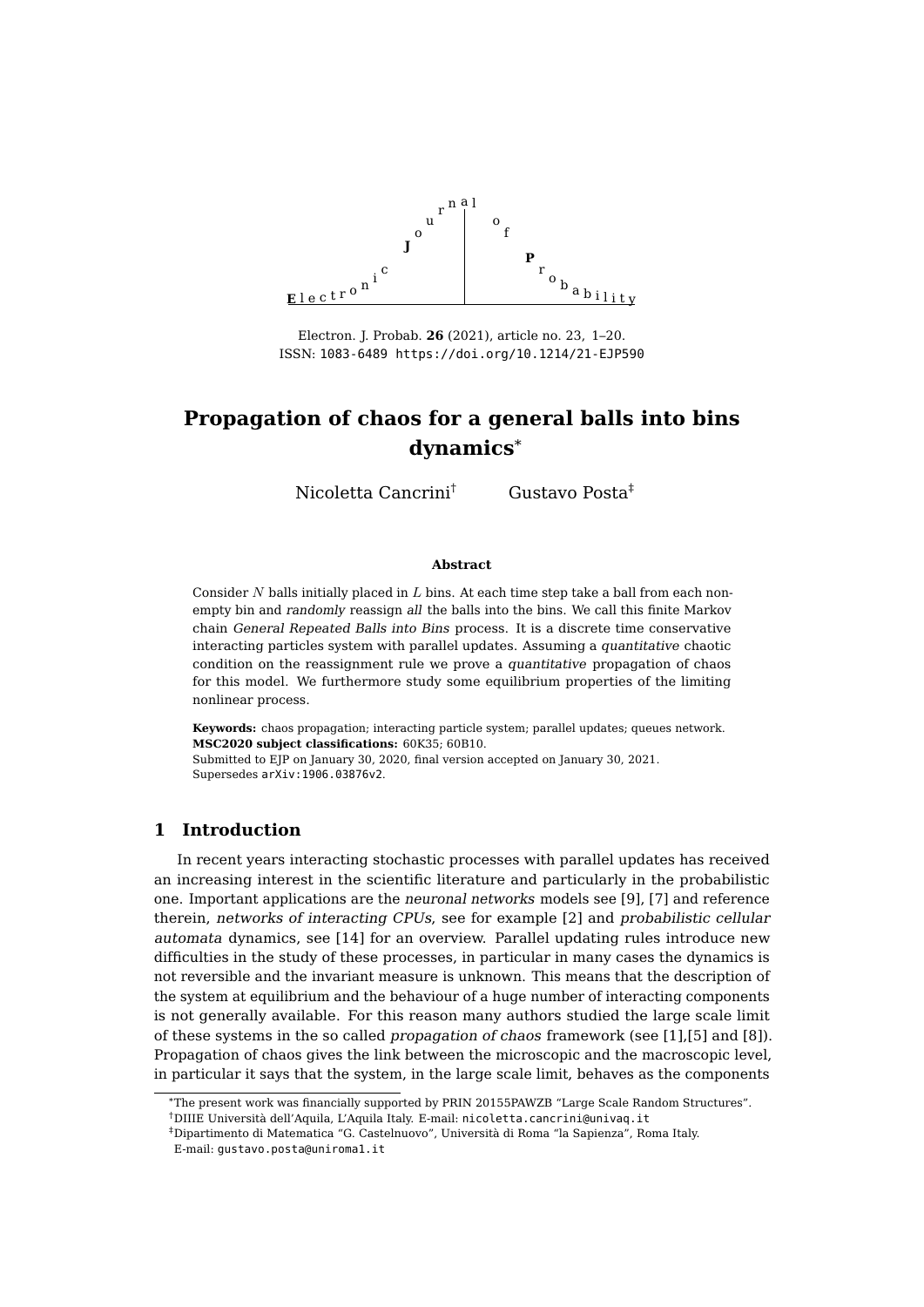# Propagation of chaos for a general balls into bins dynamics*

Nicoletta Cancrini† Gustavo Posta‡

**Abstract**

Consider $N$ balls initially placed in $L$ bins. At each time step take a ball from each non-empty bin and *randomly* reassign *all* the balls into the bins. We call this finite Markov chain *General Repeated Balls into Bins* process. It is a discrete time conservative interacting particles system with parallel updates. Assuming a *quantitative* chaotic condition on the reassignment rule we prove a *quantitative* propagation of chaos for this model. We furthermore study some equilibrium properties of the limiting nonlinear process.

**Keywords:** chaos propagation; interacting particle system; parallel updates; queues network.
**MSC2020 subject classifications:** 60K35; 60B10.
Submitted to EJP on January 30, 2020, final version accepted on January 30, 2021.
Supersedes arXiv:1906.03876v2.

## 1 Introduction

In recent years interacting stochastic processes with parallel updates has received an increasing interest in the scientific literature and particularly in the probabilistic one. Important applications are the *neuronal networks* models see [9], [7] and reference therein, *networks of interacting CPUs*, see for example [2] and *probabilistic cellular automata* dynamics, see [14] for an overview. Parallel updating rules introduce new difficulties in the study of these processes, in particular in many cases the dynamics is not reversible and the invariant measure is unknown. This means that the description of the system at equilibrium and the behaviour of a huge number of interacting components is not generally available. For this reason many authors studied the large scale limit of these systems in the so called *propagation of chaos* framework (see [1],[5] and [8]). Propagation of chaos gives the link between the microscopic and the macroscopic level, in particular it says that the system, in the large scale limit, behaves as the components

*The present work was financially supported by PRIN 20155PAWZB "Large Scale Random Structures".
†DIIIE Università dell'Aquila, L'Aquila Italy. E-mail: nicoletta.cancrini@univaq.it
‡Dipartimento di Matematica "G. Castelnuovo", Università di Roma "la Sapienza", Roma Italy. E-mail: gustavo.posta@uniroma1.it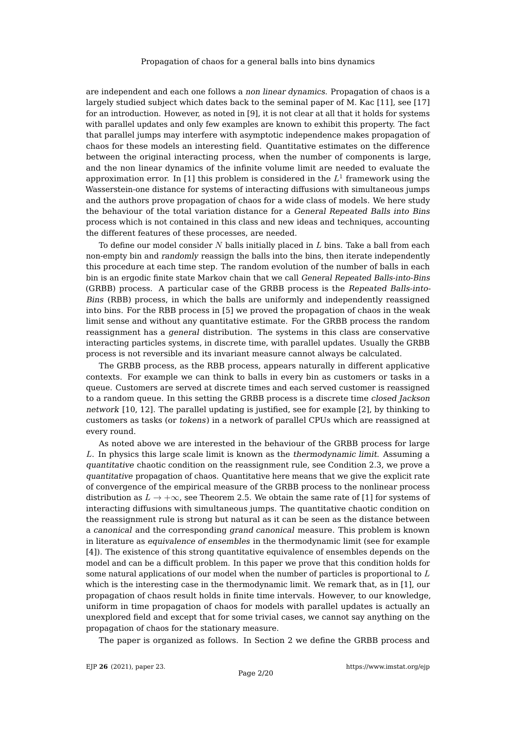are independent and each one follows a *non linear dynamics*. Propagation of chaos is a largely studied subject which dates back to the seminal paper of M. Kac [11], see [17] for an introduction. However, as noted in [9], it is not clear at all that it holds for systems with parallel updates and only few examples are known to exhibit this property. The fact that parallel jumps may interfere with asymptotic independence makes propagation of chaos for these models an interesting field. Quantitative estimates on the difference between the original interacting process, when the number of components is large, and the non linear dynamics of the infinite volume limit are needed to evaluate the approximation error. In [1] this problem is considered in the $L^1$ framework using the Wasserstein-one distance for systems of interacting diffusions with simultaneous jumps and the authors prove propagation of chaos for a wide class of models. We here study the behaviour of the total variation distance for a *General Repeated Balls into Bins* process which is not contained in this class and new ideas and techniques, accounting the different features of these processes, are needed.

To define our model consider $N$ balls initially placed in $L$ bins. Take a ball from each non-empty bin and *randomly* reassign the balls into the bins, then iterate independently this procedure at each time step. The random evolution of the number of balls in each bin is an ergodic finite state Markov chain that we call *General Repeated Balls-into-Bins* (GRBB) process. A particular case of the GRBB process is the *Repeated Balls-into-Bins* (RBB) process, in which the balls are uniformly and independently reassigned into bins. For the RBB process in [5] we proved the propagation of chaos in the weak limit sense and without any quantitative estimate. For the GRBB process the random reassignment has a *general* distribution. The systems in this class are conservative interacting particles systems, in discrete time, with parallel updates. Usually the GRBB process is not reversible and its invariant measure cannot always be calculated.

The GRBB process, as the RBB process, appears naturally in different applicative contexts. For example we can think to balls in every bin as customers or tasks in a queue. Customers are served at discrete times and each served customer is reassigned to a random queue. In this setting the GRBB process is a discrete time *closed Jackson network* [10, 12]. The parallel updating is justified, see for example [2], by thinking to customers as tasks (or *tokens*) in a network of parallel CPUs which are reassigned at every round.

As noted above we are interested in the behaviour of the GRBB process for large $L$. In physics this large scale limit is known as the *thermodynamic limit*. Assuming a *quantitative* chaotic condition on the reassignment rule, see Condition 2.3, we prove a *quantitative* propagation of chaos. Quantitative here means that we give the explicit rate of convergence of the empirical measure of the GRBB process to the nonlinear process distribution as $L \to +\infty$, see Theorem 2.5. We obtain the same rate of [1] for systems of interacting diffusions with simultaneous jumps. The quantitative chaotic condition on the reassignment rule is strong but natural as it can be seen as the distance between a *canonical* and the corresponding *grand canonical* measure. This problem is known in literature as *equivalence of ensembles* in the thermodynamic limit (see for example [4]). The existence of this strong quantitative equivalence of ensembles depends on the model and can be a difficult problem. In this paper we prove that this condition holds for some natural applications of our model when the number of particles is proportional to $L$ which is the interesting case in the thermodynamic limit. We remark that, as in [1], our propagation of chaos result holds in finite time intervals. However, to our knowledge, uniform in time propagation of chaos for models with parallel updates is actually an unexplored field and except that for some trivial cases, we cannot say anything on the propagation of chaos for the stationary measure.

The paper is organized as follows. In Section 2 we define the GRBB process and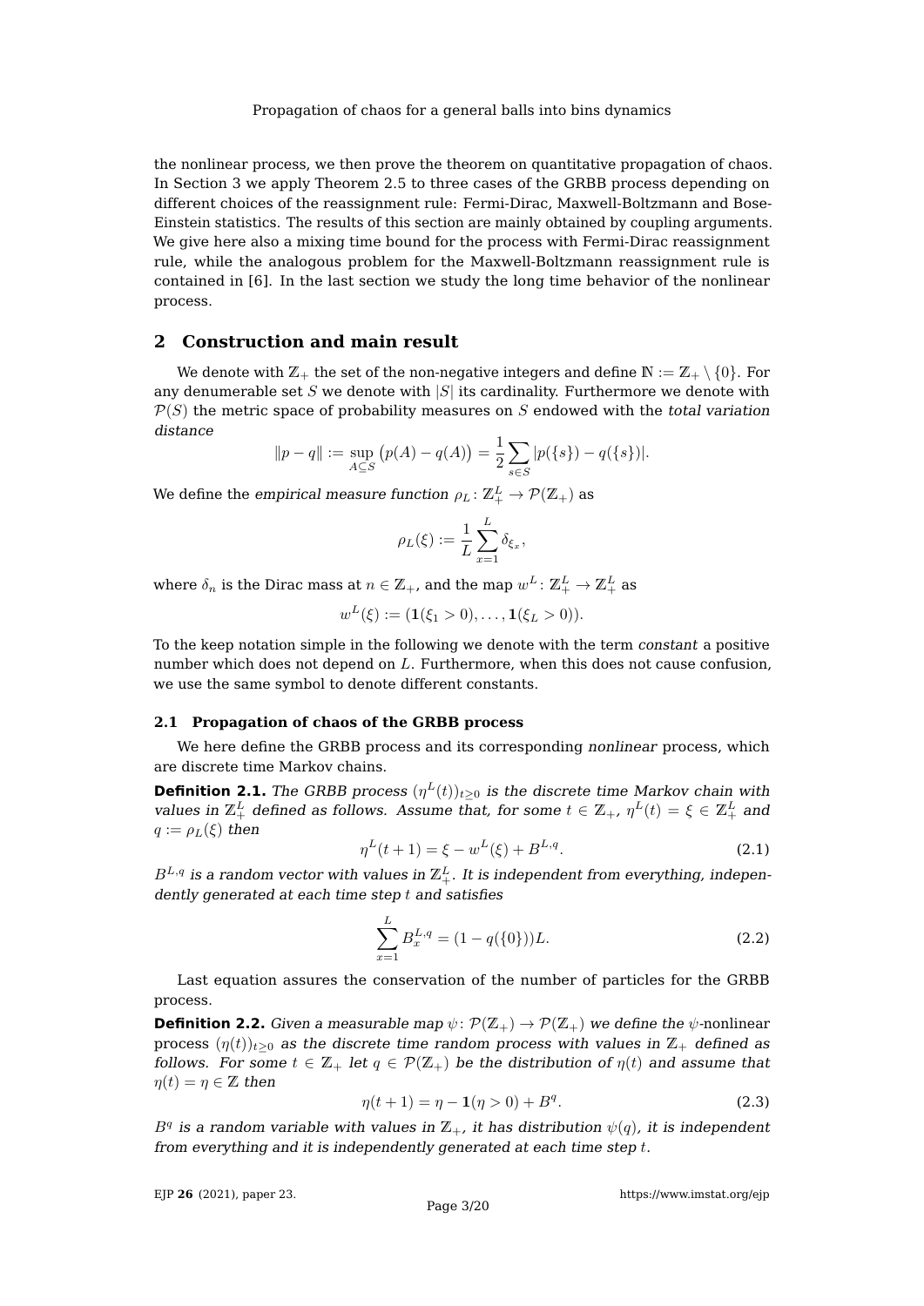the nonlinear process, we then prove the theorem on quantitative propagation of chaos. In Section 3 we apply Theorem 2.5 to three cases of the GRBB process depending on different choices of the reassignment rule: Fermi-Dirac, Maxwell-Boltzmann and Bose-Einstein statistics. The results of this section are mainly obtained by coupling arguments. We give here also a mixing time bound for the process with Fermi-Dirac reassignment rule, while the analogous problem for the Maxwell-Boltzmann reassignment rule is contained in [6]. In the last section we study the long time behavior of the nonlinear process.

## 2 Construction and main result

We denote with $\mathbb{Z}_+$ the set of the non-negative integers and define $\mathbb{N} := \mathbb{Z}_+ \setminus \{0\}$. For any denumerable set $S$ we denote with $|S|$ its cardinality. Furthermore we denote with $\mathcal{P}(S)$ the metric space of probability measures on $S$ endowed with the *total variation distance*

$$\|p - q\| := \sup_{A \subseteq S} \big(p(A) - q(A)\big) = \frac{1}{2} \sum_{s \in S} |p(\{s\}) - q(\{s\})|.$$

We define the *empirical measure function* $\rho_L \colon \mathbb{Z}_+^L \to \mathcal{P}(\mathbb{Z}_+)$ as

$$\rho_L(\xi) := \frac{1}{L} \sum_{x=1}^{L} \delta_{\xi_x},$$

where $\delta_n$ is the Dirac mass at $n \in \mathbb{Z}_+$, and the map $w^L \colon \mathbb{Z}_+^L \to \mathbb{Z}_+^L$ as

$$w^L(\xi) := (\mathbf{1}(\xi_1 > 0), \ldots, \mathbf{1}(\xi_L > 0)).$$

To the keep notation simple in the following we denote with the term *constant* a positive number which does not depend on $L$. Furthermore, when this does not cause confusion, we use the same symbol to denote different constants.

### 2.1 Propagation of chaos of the GRBB process

We here define the GRBB process and its corresponding *nonlinear* process, which are discrete time Markov chains.

**Definition 2.1.** *The GRBB process $(\eta^L(t))_{t \geq 0}$ is the discrete time Markov chain with values in $\mathbb{Z}_+^L$ defined as follows. Assume that, for some $t \in \mathbb{Z}_+$, $\eta^L(t) = \xi \in \mathbb{Z}_+^L$ and $q := \rho_L(\xi)$ then*

$$\eta^L(t+1) = \xi - w^L(\xi) + B^{L,q}. \tag{2.1}$$

*$B^{L,q}$ is a random vector with values in $\mathbb{Z}_+^L$. It is independent from everything, independently generated at each time step $t$ and satisfies*

$$\sum_{x=1}^{L} B_x^{L,q} = (1 - q(\{0\}))L. \tag{2.2}$$

Last equation assures the conservation of the number of particles for the GRBB process.

**Definition 2.2.** *Given a measurable map $\psi \colon \mathcal{P}(\mathbb{Z}_+) \to \mathcal{P}(\mathbb{Z}_+)$ we define the $\psi$-nonlinear process $(\eta(t))_{t \geq 0}$ as the discrete time random process with values in $\mathbb{Z}_+$ defined as follows. For some $t \in \mathbb{Z}_+$ let $q \in \mathcal{P}(\mathbb{Z}_+)$ be the distribution of $\eta(t)$ and assume that $\eta(t) = \eta \in \mathbb{Z}$ then*

$$\eta(t+1) = \eta - \mathbf{1}(\eta > 0) + B^q. \tag{2.3}$$

*$B^q$ is a random variable with values in $\mathbb{Z}_+$, it has distribution $\psi(q)$, it is independent from everything and it is independently generated at each time step $t$.*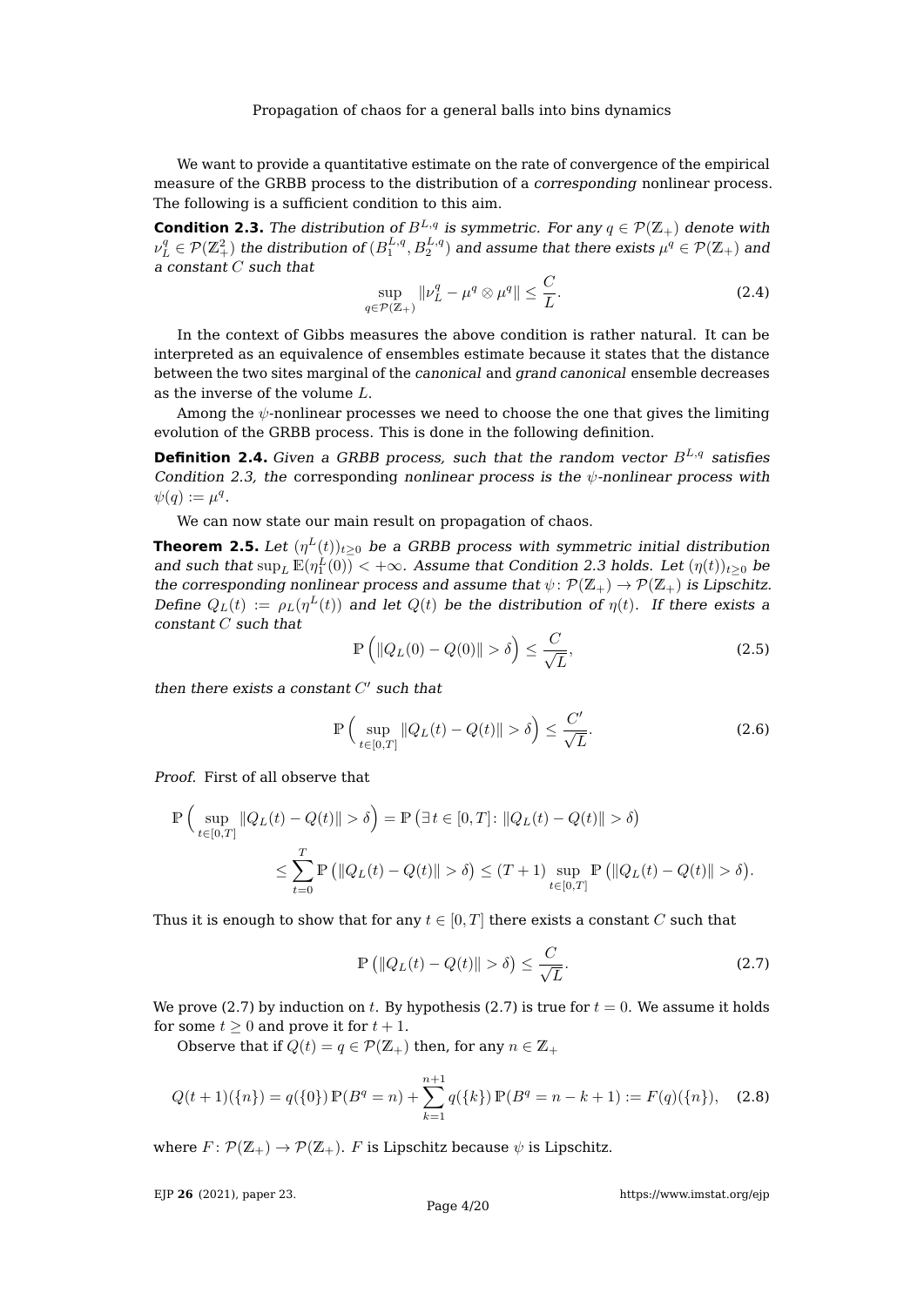We want to provide a quantitative estimate on the rate of convergence of the empirical measure of the GRBB process to the distribution of a *corresponding* nonlinear process. The following is a sufficient condition to this aim.

**Condition 2.3.** *The distribution of $B^{L,q}$ is symmetric. For any $q \in \mathcal{P}(\mathbb{Z}_+)$ denote with $\nu_L^q \in \mathcal{P}(\mathbb{Z}_+^2)$ the distribution of $(B_1^{L,q}, B_2^{L,q})$ and assume that there exists $\mu^q \in \mathcal{P}(\mathbb{Z}_+)$ and a constant $C$ such that*

$$\sup_{q \in \mathcal{P}(\mathbb{Z}_+)} \|\nu_L^q - \mu^q \otimes \mu^q\| \le \frac{C}{L}. \tag{2.4}$$

In the context of Gibbs measures the above condition is rather natural. It can be interpreted as an equivalence of ensembles estimate because it states that the distance between the two sites marginal of the *canonical* and *grand canonical* ensemble decreases as the inverse of the volume $L$.

Among the $\psi$-nonlinear processes we need to choose the one that gives the limiting evolution of the GRBB process. This is done in the following definition.

**Definition 2.4.** *Given a GRBB process, such that the random vector $B^{L,q}$ satisfies Condition 2.3, the* corresponding *nonlinear process is the $\psi$-nonlinear process with $\psi(q) := \mu^q$.*

We can now state our main result on propagation of chaos.

**Theorem 2.5.** *Let $(\eta^L(t))_{t\ge 0}$ be a GRBB process with symmetric initial distribution and such that $\sup_L \mathbb{E}(\eta_1^L(0)) < +\infty$. Assume that Condition 2.3 holds. Let $(\eta(t))_{t\ge 0}$ be the corresponding nonlinear process and assume that $\psi : \mathcal{P}(\mathbb{Z}_+) \to \mathcal{P}(\mathbb{Z}_+)$ is Lipschitz. Define $Q_L(t) := \rho_L(\eta^L(t))$ and let $Q(t)$ be the distribution of $\eta(t)$. If there exists a constant $C$ such that*

$$\mathbb{P}\left(\|Q_L(0) - Q(0)\| > \delta\right) \le \frac{C}{\sqrt{L}}, \tag{2.5}$$

*then there exists a constant $C'$ such that*

$$\mathbb{P}\Big(\sup_{t\in[0,T]} \|Q_L(t) - Q(t)\| > \delta\Big) \le \frac{C'}{\sqrt{L}}. \tag{2.6}$$

*Proof.* First of all observe that

$$\begin{aligned}
\mathbb{P}\Big(\sup_{t\in[0,T]} \|Q_L(t) - Q(t)\| > \delta\Big) &= \mathbb{P}\left(\exists\, t \in [0,T] \colon \|Q_L(t) - Q(t)\| > \delta\right) \\
&\le \sum_{t=0}^{T} \mathbb{P}\left(\|Q_L(t) - Q(t)\| > \delta\right) \le (T+1) \sup_{t\in[0,T]} \mathbb{P}\left(\|Q_L(t) - Q(t)\| > \delta\right).
\end{aligned}$$

Thus it is enough to show that for any $t \in [0,T]$ there exists a constant $C$ such that

$$\mathbb{P}\left(\|Q_L(t) - Q(t)\| > \delta\right) \le \frac{C}{\sqrt{L}}. \tag{2.7}$$

We prove (2.7) by induction on $t$. By hypothesis (2.7) is true for $t = 0$. We assume it holds for some $t \ge 0$ and prove it for $t+1$.

Observe that if $Q(t) = q \in \mathcal{P}(\mathbb{Z}_+)$ then, for any $n \in \mathbb{Z}_+$

$$Q(t+1)(\{n\}) = q(\{0\})\,\mathbb{P}(B^q = n) + \sum_{k=1}^{n+1} q(\{k\})\,\mathbb{P}(B^q = n-k+1) := F(q)(\{n\}), \tag{2.8}$$

where $F \colon \mathcal{P}(\mathbb{Z}_+) \to \mathcal{P}(\mathbb{Z}_+)$. $F$ is Lipschitz because $\psi$ is Lipschitz.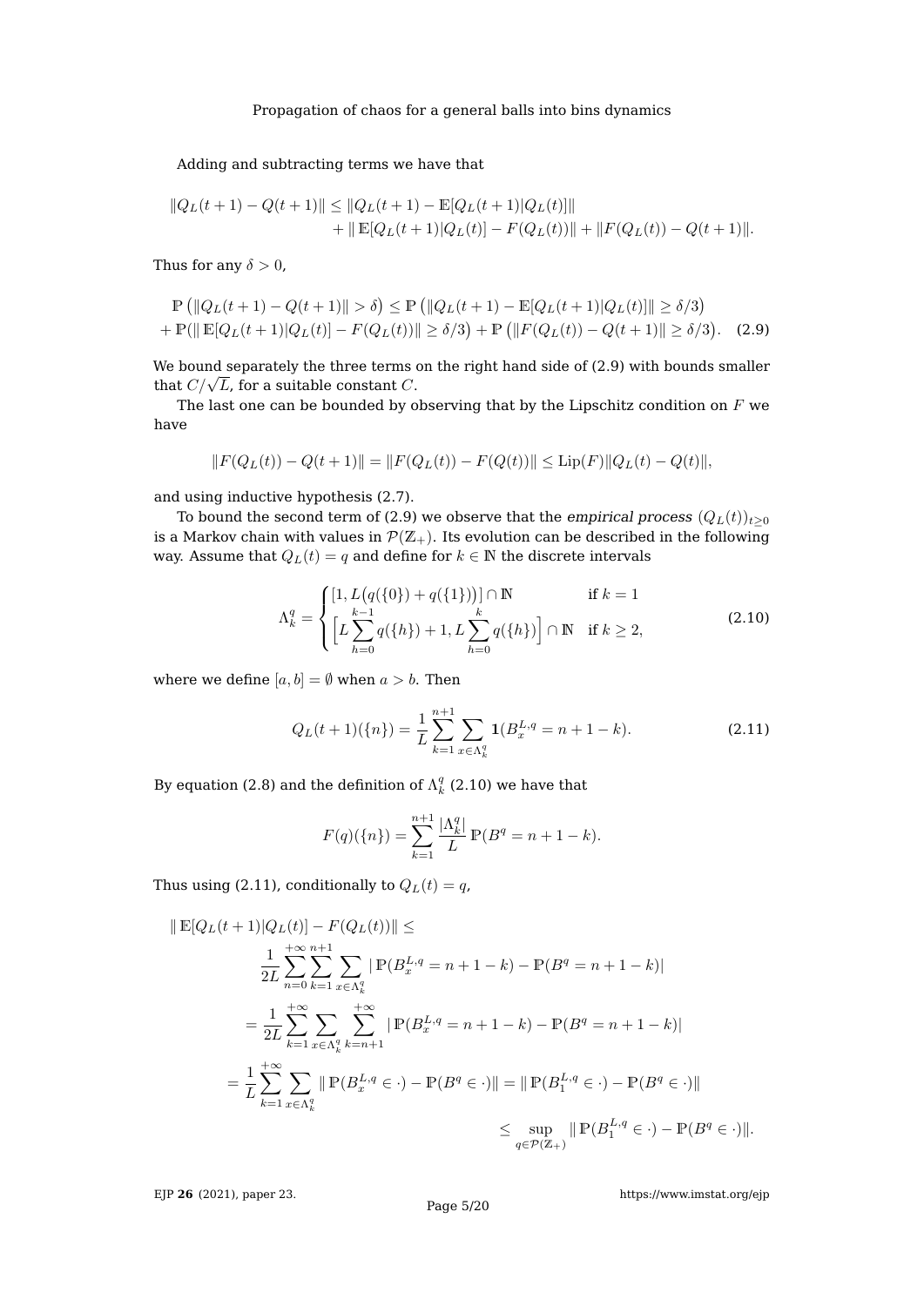Adding and subtracting terms we have that

$$
\begin{aligned}
\|Q_L(t+1) - Q(t+1)\| \le \|Q_L(t+1) - \mathbb{E}[Q_L(t+1)|Q_L(t)]\| \\
+ \|\,\mathbb{E}[Q_L(t+1)|Q_L(t)] - F(Q_L(t))\| + \|F(Q_L(t)) - Q(t+1)\|.
\end{aligned}
$$

Thus for any $\delta > 0$,

$$
\begin{aligned}
&\mathbb{P}\left(\|Q_L(t+1) - Q(t+1)\| > \delta\right) \le \mathbb{P}\left(\|Q_L(t+1) - \mathbb{E}[Q_L(t+1)|Q_L(t)]\| \ge \delta/3\right) \\
&+ \mathbb{P}(\|\,\mathbb{E}[Q_L(t+1)|Q_L(t)] - F(Q_L(t))\| \ge \delta/3\big) + \mathbb{P}\left(\|F(Q_L(t)) - Q(t+1)\| \ge \delta/3\right). \quad (2.9)
\end{aligned}
$$

We bound separately the three terms on the right hand side of (2.9) with bounds smaller that $C/\sqrt{L}$, for a suitable constant $C$.

The last one can be bounded by observing that by the Lipschitz condition on $F$ we have

$$
\|F(Q_L(t)) - Q(t+1)\| = \|F(Q_L(t)) - F(Q(t))\| \le \mathrm{Lip}(F)\|Q_L(t) - Q(t)\|,
$$

and using inductive hypothesis (2.7).

To bound the second term of (2.9) we observe that the *empirical process* $(Q_L(t))_{t\ge 0}$ is a Markov chain with values in $\mathcal{P}(\mathbb{Z}_+)$. Its evolution can be described in the following way. Assume that $Q_L(t) = q$ and define for $k \in \mathbb{N}$ the discrete intervals

$$
\Lambda_k^q = \begin{cases} \left[1, L\big(q(\{0\}) + q(\{1\})\big)\right] \cap \mathbb{N} & \text{if } k = 1 \\ \Big[L\displaystyle\sum_{h=0}^{k-1} q(\{h\}) + 1, L\sum_{h=0}^{k} q(\{h\})\Big] \cap \mathbb{N} & \text{if } k \ge 2, \end{cases} \tag{2.10}
$$

where we define $[a,b] = \emptyset$ when $a > b$. Then

$$
Q_L(t+1)(\{n\}) = \frac{1}{L}\sum_{k=1}^{n+1}\sum_{x\in\Lambda_k^q} \mathbf{1}(B_x^{L,q} = n+1-k). \tag{2.11}
$$

By equation (2.8) and the definition of $\Lambda_k^q$ (2.10) we have that

$$
F(q)(\{n\}) = \sum_{k=1}^{n+1} \frac{|\Lambda_k^q|}{L}\,\mathbb{P}(B^q = n+1-k).
$$

Thus using (2.11), conditionally to $Q_L(t) = q$,

$$
\begin{aligned}
\|\,\mathbb{E}[Q_L(t+1)|Q_L(t)] - F(Q_L(t))\| &\le \\
&\frac{1}{2L}\sum_{n=0}^{+\infty}\sum_{k=1}^{n+1}\sum_{x\in\Lambda_k^q} |\,\mathbb{P}(B_x^{L,q} = n+1-k) - \mathbb{P}(B^q = n+1-k)| \\
&= \frac{1}{2L}\sum_{k=1}^{+\infty}\sum_{x\in\Lambda_k^q}\sum_{k=n+1}^{+\infty} |\,\mathbb{P}(B_x^{L,q} = n+1-k) - \mathbb{P}(B^q = n+1-k)| \\
&= \frac{1}{L}\sum_{k=1}^{+\infty}\sum_{x\in\Lambda_k^q} \|\,\mathbb{P}(B_x^{L,q} \in \cdot) - \mathbb{P}(B^q \in \cdot)\| = \|\,\mathbb{P}(B_1^{L,q} \in \cdot) - \mathbb{P}(B^q \in \cdot)\| \\
&\le \sup_{q\in\mathcal{P}(\mathbb{Z}_+)} \|\,\mathbb{P}(B_1^{L,q} \in \cdot) - \mathbb{P}(B^q \in \cdot)\|.
\end{aligned}
$$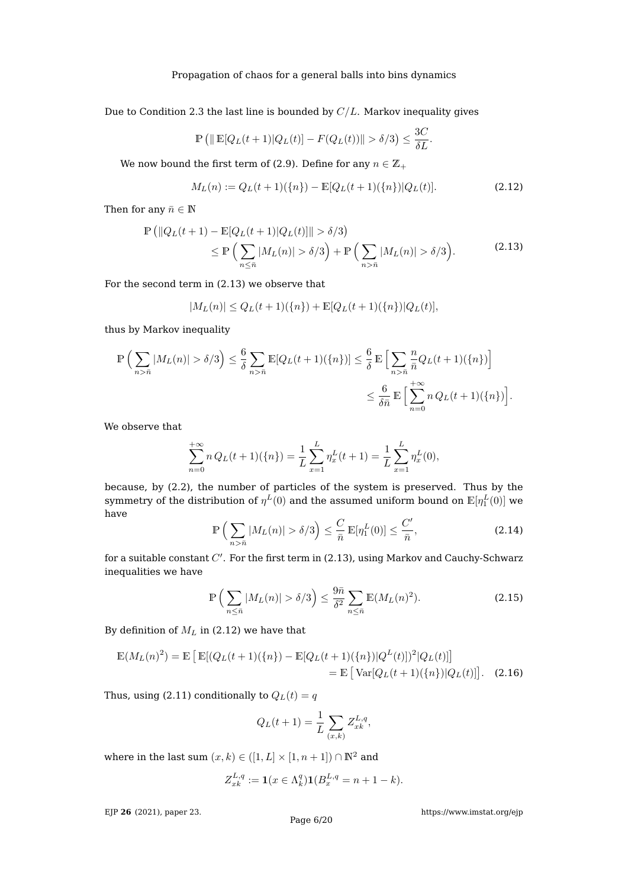Due to Condition 2.3 the last line is bounded by $C/L$. Markov inequality gives

$$\mathbb{P}\left(\| \mathbb{E}[Q_L(t+1)|Q_L(t)] - F(Q_L(t))\| > \delta/3\right) \leq \frac{3C}{\delta L}.$$

We now bound the first term of (2.9). Define for any $n \in \mathbb{Z}_+$

$$M_L(n) := Q_L(t+1)(\{n\}) - \mathbb{E}[Q_L(t+1)(\{n\})|Q_L(t)]. \tag{2.12}$$

Then for any $\bar{n} \in \mathbb{N}$

$$\begin{aligned}\mathbb{P}\left(\|Q_L(t+1) - \mathbb{E}[Q_L(t+1)|Q_L(t)]\| > \delta/3\right) \\ \leq \mathbb{P}\Big(\sum_{n\leq \bar{n}} |M_L(n)| > \delta/3\Big) + \mathbb{P}\Big(\sum_{n>\bar{n}} |M_L(n)| > \delta/3\Big).\end{aligned} \tag{2.13}$$

For the second term in (2.13) we observe that

$$|M_L(n)| \leq Q_L(t+1)(\{n\}) + \mathbb{E}[Q_L(t+1)(\{n\})|Q_L(t)],$$

thus by Markov inequality

$$\begin{aligned}\mathbb{P}\Big(\sum_{n>\bar{n}} |M_L(n)| > \delta/3\Big) \leq \frac{6}{\delta}\sum_{n>\bar{n}} \mathbb{E}[Q_L(t+1)(\{n\})] \leq \frac{6}{\delta}\,\mathbb{E}\Big[\sum_{n>\bar{n}} \frac{n}{\bar{n}} Q_L(t+1)(\{n\})\Big] \\ \leq \frac{6}{\delta \bar{n}}\,\mathbb{E}\Big[\sum_{n=0}^{+\infty} n\, Q_L(t+1)(\{n\})\Big].\end{aligned}$$

We observe that

$$\sum_{n=0}^{+\infty} n\, Q_L(t+1)(\{n\}) = \frac{1}{L}\sum_{x=1}^{L} \eta_x^L(t+1) = \frac{1}{L}\sum_{x=1}^{L} \eta_x^L(0),$$

because, by (2.2), the number of particles of the system is preserved. Thus by the symmetry of the distribution of $\eta^L(0)$ and the assumed uniform bound on $\mathbb{E}[\eta_1^L(0)]$ we have

$$\mathbb{P}\Big(\sum_{n>\bar{n}} |M_L(n)| > \delta/3\Big) \leq \frac{C}{\bar{n}}\,\mathbb{E}[\eta_1^L(0)] \leq \frac{C'}{\bar{n}}, \tag{2.14}$$

for a suitable constant $C'$. For the first term in (2.13), using Markov and Cauchy-Schwarz inequalities we have

$$\mathbb{P}\Big(\sum_{n\leq \bar{n}} |M_L(n)| > \delta/3\Big) \leq \frac{9\bar{n}}{\delta^2}\sum_{n\leq \bar{n}} \mathbb{E}(M_L(n)^2). \tag{2.15}$$

By definition of $M_L$ in (2.12) we have that

$$\begin{aligned}\mathbb{E}(M_L(n)^2) = \mathbb{E}\left[\,\mathbb{E}[(Q_L(t+1)(\{n\}) - \mathbb{E}[Q_L(t+1)(\{n\})|Q^L(t)])^2|Q_L(t)]\right] \\ = \mathbb{E}\left[\,\mathrm{Var}[Q_L(t+1)(\{n\})|Q_L(t)]\right].\end{aligned} \tag{2.16}$$

Thus, using (2.11) conditionally to $Q_L(t) = q$

$$Q_L(t+1) = \frac{1}{L}\sum_{(x,k)} Z_{xk}^{L,q},$$

where in the last sum $(x,k) \in ([1,L]\times[1,n+1]) \cap \mathbb{N}^2$ and

$$Z_{xk}^{L,q} := \mathbf{1}(x \in \Lambda_k^q)\mathbf{1}(B_x^{L,q} = n+1-k).$$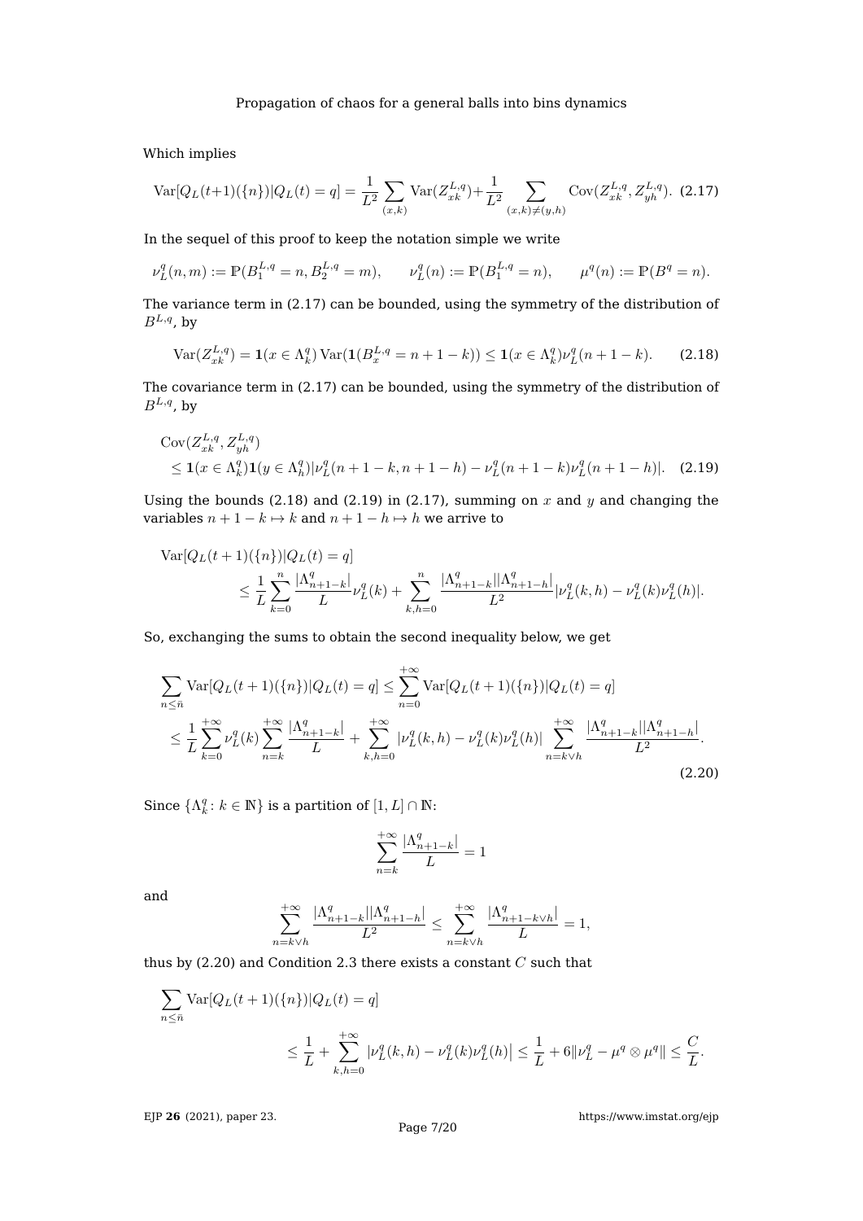Which implies

$$
\mathrm{Var}[Q_L(t+1)(\{n\})|Q_L(t) = q] = \frac{1}{L^2}\sum_{(x,k)} \mathrm{Var}(Z^{L,q}_{xk}) + \frac{1}{L^2}\sum_{(x,k)\neq(y,h)} \mathrm{Cov}(Z^{L,q}_{xk}, Z^{L,q}_{yh}). \tag{2.17}
$$

In the sequel of this proof to keep the notation simple we write

$$
\nu^q_L(n,m) := \mathbb{P}(B^{L,q}_1 = n, B^{L,q}_2 = m), \qquad \nu^q_L(n) := \mathbb{P}(B^{L,q}_1 = n), \qquad \mu^q(n) := \mathbb{P}(B^q = n).
$$

The variance term in (2.17) can be bounded, using the symmetry of the distribution of $B^{L,q}$, by

$$
\mathrm{Var}(Z^{L,q}_{xk}) = \mathbf{1}(x \in \Lambda^q_k)\,\mathrm{Var}(\mathbf{1}(B^{L,q}_x = n+1-k)) \le \mathbf{1}(x \in \Lambda^q_k)\nu^q_L(n+1-k). \tag{2.18}
$$

The covariance term in (2.17) can be bounded, using the symmetry of the distribution of $B^{L,q}$, by

$$
\begin{aligned}
&\mathrm{Cov}(Z^{L,q}_{xk}, Z^{L,q}_{yh}) \\
&\le \mathbf{1}(x \in \Lambda^q_k)\mathbf{1}(y \in \Lambda^q_h)|\nu^q_L(n+1-k, n+1-h) - \nu^q_L(n+1-k)\nu^q_L(n+1-h)|. 
\end{aligned}\tag{2.19}
$$

Using the bounds (2.18) and (2.19) in (2.17), summing on $x$ and $y$ and changing the variables $n+1-k \mapsto k$ and $n+1-h \mapsto h$ we arrive to

$$
\begin{aligned}
&\mathrm{Var}[Q_L(t+1)(\{n\})|Q_L(t) = q] \\
&\qquad \le \frac{1}{L}\sum_{k=0}^{n} \frac{|\Lambda^q_{n+1-k}|}{L}\nu^q_L(k) + \sum_{k,h=0}^{n} \frac{|\Lambda^q_{n+1-k}||\Lambda^q_{n+1-h}|}{L^2}|\nu^q_L(k,h) - \nu^q_L(k)\nu^q_L(h)|.
\end{aligned}
$$

So, exchanging the sums to obtain the second inequality below, we get

$$
\begin{aligned}
&\sum_{n\le\bar n} \mathrm{Var}[Q_L(t+1)(\{n\})|Q_L(t) = q] \le \sum_{n=0}^{+\infty} \mathrm{Var}[Q_L(t+1)(\{n\})|Q_L(t) = q] \\
&\le \frac{1}{L}\sum_{k=0}^{+\infty}\nu^q_L(k)\sum_{n=k}^{+\infty}\frac{|\Lambda^q_{n+1-k}|}{L} + \sum_{k,h=0}^{+\infty}|\nu^q_L(k,h) - \nu^q_L(k)\nu^q_L(h)|\sum_{n=k\vee h}^{+\infty}\frac{|\Lambda^q_{n+1-k}||\Lambda^q_{n+1-h}|}{L^2}.
\end{aligned}\tag{2.20}
$$

Since $\{\Lambda^q_k \colon k \in \mathbb{N}\}$ is a partition of $[1,L]\cap\mathbb{N}$:

$$
\sum_{n=k}^{+\infty}\frac{|\Lambda^q_{n+1-k}|}{L} = 1
$$

and

$$
\sum_{n=k\vee h}^{+\infty}\frac{|\Lambda^q_{n+1-k}||\Lambda^q_{n+1-h}|}{L^2} \le \sum_{n=k\vee h}^{+\infty}\frac{|\Lambda^q_{n+1-k\vee h}|}{L} = 1,
$$

thus by (2.20) and Condition 2.3 there exists a constant $C$ such that

$$
\begin{aligned}
&\sum_{n\le\bar n} \mathrm{Var}[Q_L(t+1)(\{n\})|Q_L(t) = q] \\
&\qquad\qquad \le \frac{1}{L} + \sum_{k,h=0}^{+\infty}\left|\nu^q_L(k,h) - \nu^q_L(k)\nu^q_L(h)\right| \le \frac{1}{L} + 6\|\nu^q_L - \mu^q\otimes\mu^q\| \le \frac{C}{L}.
\end{aligned}
$$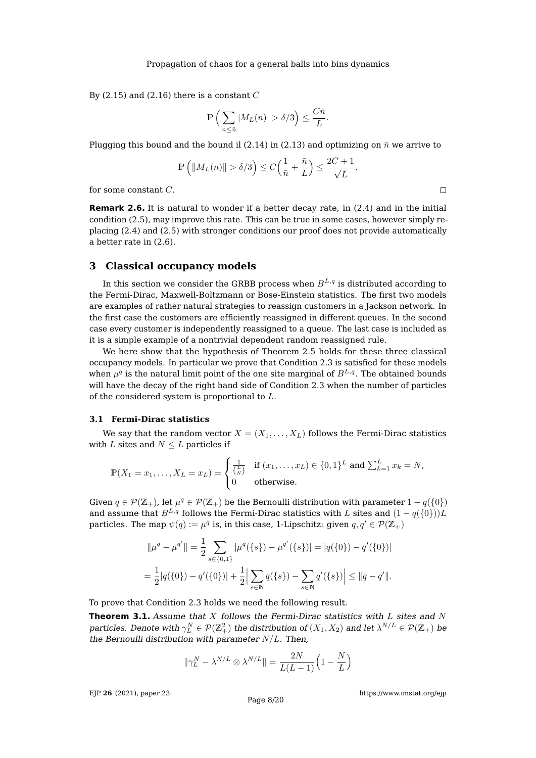By (2.15) and (2.16) there is a constant $C$

$$\mathbb{P}\Big(\sum_{n\leq\bar{n}}|M_L(n)|>\delta/3\Big)\leq\frac{C\bar{n}}{L}.$$

Plugging this bound and the bound il (2.14) in (2.13) and optimizing on $\bar{n}$ we arrive to

$$\mathbb{P}\Big(\|M_L(n)\|>\delta/3\Big)\leq C\Big(\frac{1}{\bar{n}}+\frac{\bar{n}}{L}\Big)\leq\frac{2C+1}{\sqrt{L}},$$

for some constant $C$. □

**Remark 2.6.** It is natural to wonder if a better decay rate, in (2.4) and in the initial condition (2.5), may improve this rate. This can be true in some cases, however simply replacing (2.4) and (2.5) with stronger conditions our proof does not provide automatically a better rate in (2.6).

## 3 Classical occupancy models

In this section we consider the GRBB process when $B^{L,q}$ is distributed according to the Fermi-Dirac, Maxwell-Boltzmann or Bose-Einstein statistics. The first two models are examples of rather natural strategies to reassign customers in a Jackson network. In the first case the customers are efficiently reassigned in different queues. In the second case every customer is independently reassigned to a queue. The last case is included as it is a simple example of a nontrivial dependent random reassigned rule.

We here show that the hypothesis of Theorem 2.5 holds for these three classical occupancy models. In particular we prove that Condition 2.3 is satisfied for these models when $\mu^q$ is the natural limit point of the one site marginal of $B^{L,q}$. The obtained bounds will have the decay of the right hand side of Condition 2.3 when the number of particles of the considered system is proportional to $L$.

### 3.1 Fermi-Dirac statistics

We say that the random vector $X=(X_1,\dots,X_L)$ follows the Fermi-Dirac statistics with $L$ sites and $N\leq L$ particles if

$$\mathbb{P}(X_1=x_1,\dots,X_L=x_L)=\begin{cases}\frac{1}{\binom{L}{N}} & \text{if } (x_1,\dots,x_L)\in\{0,1\}^L \text{ and } \sum_{k=1}^L x_k=N,\\ 0 & \text{otherwise.}\end{cases}$$

Given $q\in\mathcal{P}(\mathbb{Z}_+)$, let $\mu^q\in\mathcal{P}(\mathbb{Z}_+)$ be the Bernoulli distribution with parameter $1-q(\{0\})$ and assume that $B^{L,q}$ follows the Fermi-Dirac statistics with $L$ sites and $(1-q(\{0\}))L$ particles. The map $\psi(q):=\mu^q$ is, in this case, 1-Lipschitz: given $q,q'\in\mathcal{P}(\mathbb{Z}_+)$

$$\|\mu^q-\mu^{q'}\|=\frac{1}{2}\sum_{s\in\{0,1\}}|\mu^q(\{s\})-\mu^{q'}(\{s\})|=|q(\{0\})-q'(\{0\})|$$
$$=\frac{1}{2}|q(\{0\})-q'(\{0\})|+\frac{1}{2}\Big|\sum_{s\in\mathbb{N}}q(\{s\})-\sum_{s\in\mathbb{N}}q'(\{s\})\Big|\leq\|q-q'\|.$$

To prove that Condition 2.3 holds we need the following result.

**Theorem 3.1.** *Assume that $X$ follows the Fermi-Dirac statistics with $L$ sites and $N$ particles. Denote with $\gamma_L^N\in\mathcal{P}(\mathbb{Z}_+^2)$ the distribution of $(X_1,X_2)$ and let $\lambda^{N/L}\in\mathcal{P}(\mathbb{Z}_+)$ be the Bernoulli distribution with parameter $N/L$. Then,*

$$\|\gamma_L^N-\lambda^{N/L}\otimes\lambda^{N/L}\|=\frac{2N}{L(L-1)}\Big(1-\frac{N}{L}\Big)$$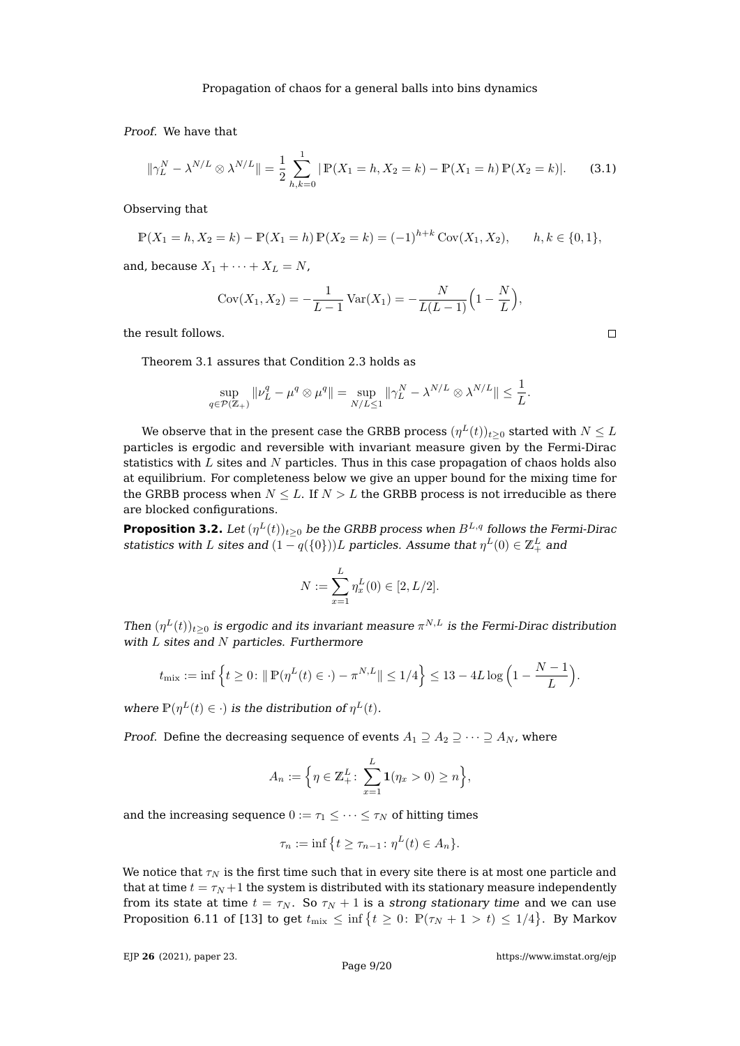*Proof.* We have that

$$\|\gamma_L^N - \lambda^{N/L} \otimes \lambda^{N/L}\| = \frac{1}{2} \sum_{h,k=0}^{1} |\mathbb{P}(X_1 = h, X_2 = k) - \mathbb{P}(X_1 = h)\,\mathbb{P}(X_2 = k)|. \tag{3.1}$$

Observing that

$$\mathbb{P}(X_1 = h, X_2 = k) - \mathbb{P}(X_1 = h)\,\mathbb{P}(X_2 = k) = (-1)^{h+k}\operatorname{Cov}(X_1, X_2), \qquad h, k \in \{0, 1\},$$

and, because $X_1 + \cdots + X_L = N$,

$$\operatorname{Cov}(X_1, X_2) = -\frac{1}{L-1}\operatorname{Var}(X_1) = -\frac{N}{L(L-1)}\Big(1 - \frac{N}{L}\Big),$$

the result follows. □

Theorem 3.1 assures that Condition 2.3 holds as

$$\sup_{q \in \mathcal{P}(\mathbb{Z}_+)} \|\nu_L^q - \mu^q \otimes \mu^q\| = \sup_{N/L \le 1} \|\gamma_L^N - \lambda^{N/L} \otimes \lambda^{N/L}\| \le \frac{1}{L}.$$

We observe that in the present case the GRBB process $(\eta^L(t))_{t \ge 0}$ started with $N \le L$ particles is ergodic and reversible with invariant measure given by the Fermi-Dirac statistics with $L$ sites and $N$ particles. Thus in this case propagation of chaos holds also at equilibrium. For completeness below we give an upper bound for the mixing time for the GRBB process when $N \le L$. If $N > L$ the GRBB process is not irreducible as there are blocked configurations.

**Proposition 3.2.** *Let $(\eta^L(t))_{t \ge 0}$ be the GRBB process when $B^{L,q}$ follows the Fermi-Dirac statistics with $L$ sites and $(1 - q(\{0\}))L$ particles. Assume that $\eta^L(0) \in \mathbb{Z}_+^L$ and*

$$N := \sum_{x=1}^{L} \eta_x^L(0) \in [2, L/2].$$

*Then $(\eta^L(t))_{t \ge 0}$ is ergodic and its invariant measure $\pi^{N,L}$ is the Fermi-Dirac distribution with $L$ sites and $N$ particles. Furthermore*

$$t_{\text{mix}} := \inf\Big\{t \ge 0 \colon \|\,\mathbb{P}(\eta^L(t) \in \cdot) - \pi^{N,L}\| \le 1/4\Big\} \le 13 - 4L \log\Big(1 - \frac{N-1}{L}\Big).$$

*where $\mathbb{P}(\eta^L(t) \in \cdot)$ is the distribution of $\eta^L(t)$.*

*Proof.* Define the decreasing sequence of events $A_1 \supseteq A_2 \supseteq \cdots \supseteq A_N$, where

$$A_n := \Big\{\eta \in \mathbb{Z}_+^L \colon \sum_{x=1}^{L} \mathbf{1}(\eta_x > 0) \ge n\Big\},$$

and the increasing sequence $0 := \tau_1 \le \cdots \le \tau_N$ of hitting times

$$\tau_n := \inf\big\{t \ge \tau_{n-1} \colon \eta^L(t) \in A_n\big\}.$$

We notice that $\tau_N$ is the first time such that in every site there is at most one particle and that at time $t = \tau_N + 1$ the system is distributed with its stationary measure independently from its state at time $t = \tau_N$. So $\tau_N + 1$ is a *strong stationary time* and we can use Proposition 6.11 of [13] to get $t_{\text{mix}} \le \inf\big\{t \ge 0 \colon \mathbb{P}(\tau_N + 1 > t) \le 1/4\big\}$. By Markov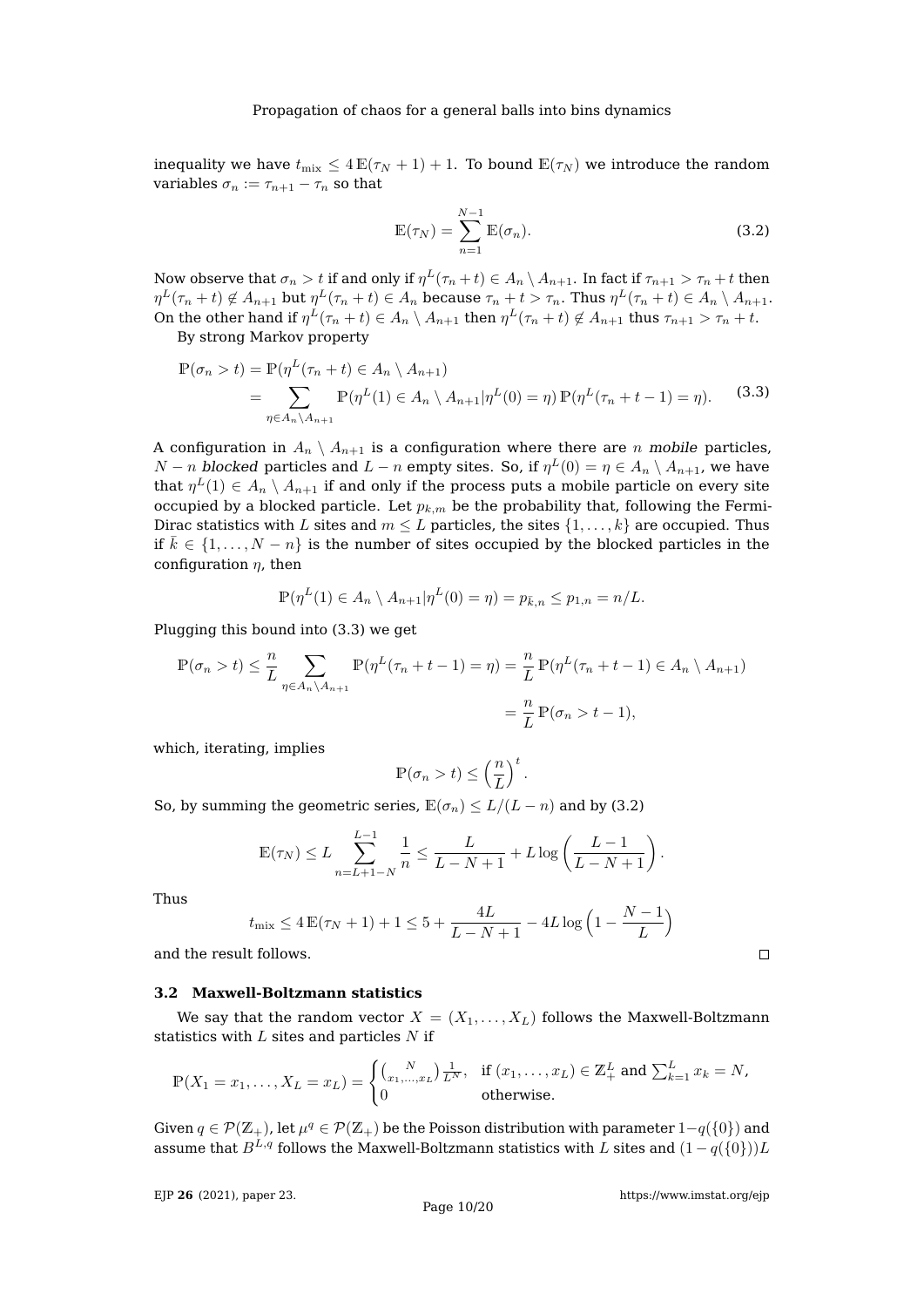inequality we have $t_{\mathrm{mix}} \leq 4\,\mathbb{E}(\tau_N + 1) + 1$. To bound $\mathbb{E}(\tau_N)$ we introduce the random variables $\sigma_n := \tau_{n+1} - \tau_n$ so that

$$\mathbb{E}(\tau_N) = \sum_{n=1}^{N-1} \mathbb{E}(\sigma_n). \tag{3.2}$$

Now observe that $\sigma_n > t$ if and only if $\eta^L(\tau_n + t) \in A_n \setminus A_{n+1}$. In fact if $\tau_{n+1} > \tau_n + t$ then $\eta^L(\tau_n + t) \notin A_{n+1}$ but $\eta^L(\tau_n + t) \in A_n$ because $\tau_n + t > \tau_n$. Thus $\eta^L(\tau_n + t) \in A_n \setminus A_{n+1}$. On the other hand if $\eta^L(\tau_n + t) \in A_n \setminus A_{n+1}$ then $\eta^L(\tau_n + t) \notin A_{n+1}$ thus $\tau_{n+1} > \tau_n + t$.

By strong Markov property

$$\begin{aligned}\mathbb{P}(\sigma_n > t) &= \mathbb{P}(\eta^L(\tau_n + t) \in A_n \setminus A_{n+1}) \\ &= \sum_{\eta \in A_n \setminus A_{n+1}} \mathbb{P}(\eta^L(1) \in A_n \setminus A_{n+1} | \eta^L(0) = \eta)\, \mathbb{P}(\eta^L(\tau_n + t - 1) = \eta).\end{aligned} \tag{3.3}$$

A configuration in $A_n \setminus A_{n+1}$ is a configuration where there are $n$ *mobile* particles, $N - n$ *blocked* particles and $L - n$ empty sites. So, if $\eta^L(0) = \eta \in A_n \setminus A_{n+1}$, we have that $\eta^L(1) \in A_n \setminus A_{n+1}$ if and only if the process puts a mobile particle on every site occupied by a blocked particle. Let $p_{k,m}$ be the probability that, following the Fermi-Dirac statistics with $L$ sites and $m \leq L$ particles, the sites $\{1, \ldots, k\}$ are occupied. Thus if $\bar{k} \in \{1, \ldots, N - n\}$ is the number of sites occupied by the blocked particles in the configuration $\eta$, then

$$\mathbb{P}(\eta^L(1) \in A_n \setminus A_{n+1} | \eta^L(0) = \eta) = p_{\bar{k},n} \leq p_{1,n} = n/L.$$

Plugging this bound into (3.3) we get

$$\begin{aligned}\mathbb{P}(\sigma_n > t) \leq \frac{n}{L} \sum_{\eta \in A_n \setminus A_{n+1}} \mathbb{P}(\eta^L(\tau_n + t - 1) = \eta) &= \frac{n}{L}\, \mathbb{P}(\eta^L(\tau_n + t - 1) \in A_n \setminus A_{n+1}) \\ &= \frac{n}{L}\, \mathbb{P}(\sigma_n > t - 1),\end{aligned}$$

which, iterating, implies

$$\mathbb{P}(\sigma_n > t) \leq \left(\frac{n}{L}\right)^t.$$

So, by summing the geometric series, $\mathbb{E}(\sigma_n) \leq L/(L - n)$ and by (3.2)

$$\mathbb{E}(\tau_N) \leq L \sum_{n=L+1-N}^{L-1} \frac{1}{n} \leq \frac{L}{L - N + 1} + L \log\left(\frac{L-1}{L - N + 1}\right).$$

Thus

$$t_{\mathrm{mix}} \leq 4\,\mathbb{E}(\tau_N + 1) + 1 \leq 5 + \frac{4L}{L - N + 1} - 4L \log\left(1 - \frac{N-1}{L}\right)$$

and the result follows. $\square$

### 3.2 Maxwell-Boltzmann statistics

We say that the random vector $X = (X_1, \ldots, X_L)$ follows the Maxwell-Boltzmann statistics with $L$ sites and particles $N$ if

$$\mathbb{P}(X_1 = x_1, \ldots, X_L = x_L) = \begin{cases} \binom{N}{x_1, \ldots, x_L} \frac{1}{L^N}, & \text{if } (x_1, \ldots, x_L) \in \mathbb{Z}_+^L \text{ and } \sum_{k=1}^L x_k = N, \\ 0 & \text{otherwise.} \end{cases}$$

Given $q \in \mathcal{P}(\mathbb{Z}_+)$, let $\mu^q \in \mathcal{P}(\mathbb{Z}_+)$ be the Poisson distribution with parameter $1 - q(\{0\})$ and assume that $B^{L,q}$ follows the Maxwell-Boltzmann statistics with $L$ sites and $(1 - q(\{0\}))L$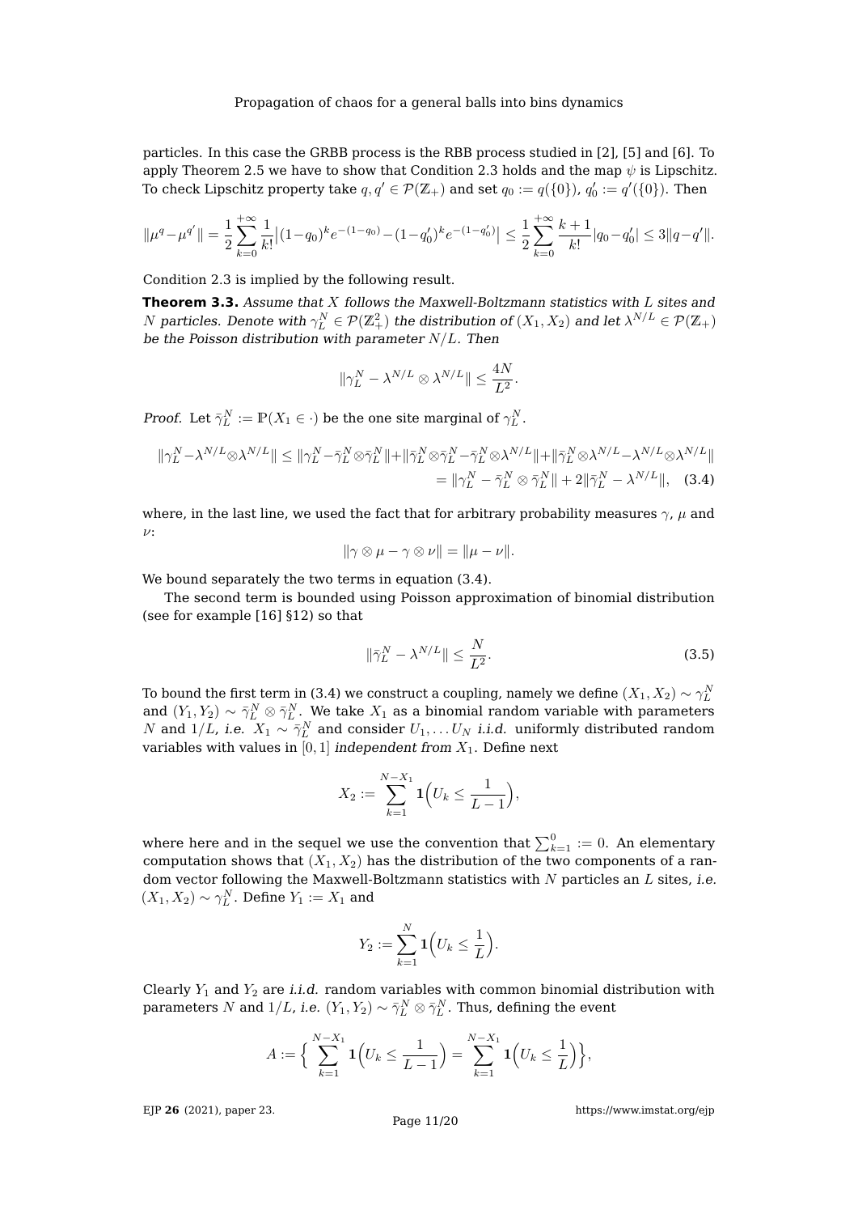particles. In this case the GRBB process is the RBB process studied in [2], [5] and [6]. To apply Theorem 2.5 we have to show that Condition 2.3 holds and the map $\psi$ is Lipschitz. To check Lipschitz property take $q, q' \in \mathcal{P}(\mathbb{Z}_+)$ and set $q_0 := q(\{0\})$, $q_0' := q'(\{0\})$. Then

$$\|\mu^q - \mu^{q'}\| = \frac{1}{2}\sum_{k=0}^{+\infty}\frac{1}{k!}\big|(1-q_0)^k e^{-(1-q_0)} - (1-q_0')^k e^{-(1-q_0')}\big| \le \frac{1}{2}\sum_{k=0}^{+\infty}\frac{k+1}{k!}|q_0 - q_0'| \le 3\|q - q'\|.$$

Condition 2.3 is implied by the following result.

**Theorem 3.3.** *Assume that $X$ follows the Maxwell-Boltzmann statistics with $L$ sites and $N$ particles. Denote with $\gamma_L^N \in \mathcal{P}(\mathbb{Z}_+^2)$ the distribution of $(X_1, X_2)$ and let $\lambda^{N/L} \in \mathcal{P}(\mathbb{Z}_+)$ be the Poisson distribution with parameter $N/L$. Then*

$$\|\gamma_L^N - \lambda^{N/L} \otimes \lambda^{N/L}\| \le \frac{4N}{L^2}.$$

*Proof.* Let $\bar{\gamma}_L^N := \mathbb{P}(X_1 \in \cdot)$ be the one site marginal of $\gamma_L^N$.

$$\begin{aligned}\|\gamma_L^N - \lambda^{N/L}\otimes\lambda^{N/L}\| &\le \|\gamma_L^N - \bar{\gamma}_L^N\otimes\bar{\gamma}_L^N\| + \|\bar{\gamma}_L^N\otimes\bar{\gamma}_L^N - \bar{\gamma}_L^N\otimes\lambda^{N/L}\| + \|\bar{\gamma}_L^N\otimes\lambda^{N/L} - \lambda^{N/L}\otimes\lambda^{N/L}\| \\ &= \|\gamma_L^N - \bar{\gamma}_L^N\otimes\bar{\gamma}_L^N\| + 2\|\bar{\gamma}_L^N - \lambda^{N/L}\|, \quad (3.4)\end{aligned}$$

where, in the last line, we used the fact that for arbitrary probability measures $\gamma$, $\mu$ and $\nu$:

$$\|\gamma\otimes\mu - \gamma\otimes\nu\| = \|\mu - \nu\|.$$

We bound separately the two terms in equation (3.4).

The second term is bounded using Poisson approximation of binomial distribution (see for example [16] §12) so that

$$\|\bar{\gamma}_L^N - \lambda^{N/L}\| \le \frac{N}{L^2}. \quad (3.5)$$

To bound the first term in (3.4) we construct a coupling, namely we define $(X_1, X_2) \sim \gamma_L^N$ and $(Y_1, Y_2) \sim \bar{\gamma}_L^N \otimes \bar{\gamma}_L^N$. We take $X_1$ as a binomial random variable with parameters $N$ and $1/L$, *i.e.* $X_1 \sim \bar{\gamma}_L^N$ and consider $U_1, \dots U_N$ *i.i.d.* uniformly distributed random variables with values in $[0,1]$ *independent from* $X_1$. Define next

$$X_2 := \sum_{k=1}^{N-X_1}\mathbf{1}\Big(U_k \le \frac{1}{L-1}\Big),$$

where here and in the sequel we use the convention that $\sum_{k=1}^{0} := 0$. An elementary computation shows that $(X_1, X_2)$ has the distribution of the two components of a random vector following the Maxwell-Boltzmann statistics with $N$ particles an $L$ sites, *i.e.* $(X_1, X_2) \sim \gamma_L^N$. Define $Y_1 := X_1$ and

$$Y_2 := \sum_{k=1}^{N}\mathbf{1}\Big(U_k \le \frac{1}{L}\Big).$$

Clearly $Y_1$ and $Y_2$ are *i.i.d.* random variables with common binomial distribution with parameters $N$ and $1/L$, *i.e.* $(Y_1, Y_2) \sim \bar{\gamma}_L^N \otimes \bar{\gamma}_L^N$. Thus, defining the event

$$A := \Big\{\sum_{k=1}^{N-X_1}\mathbf{1}\Big(U_k \le \frac{1}{L-1}\Big) = \sum_{k=1}^{N-X_1}\mathbf{1}\Big(U_k \le \frac{1}{L}\Big)\Big\},$$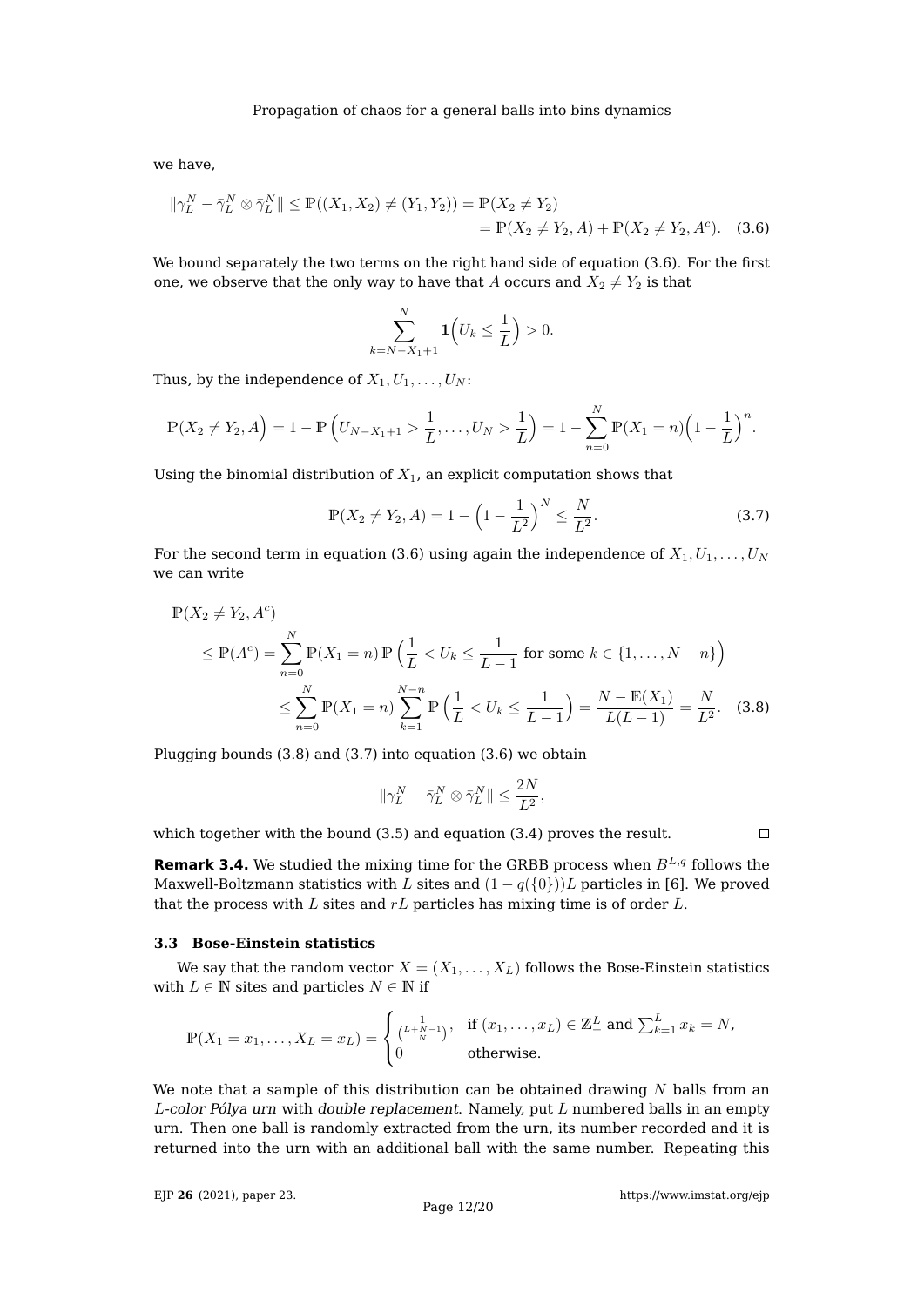we have,

$$\|\gamma_L^N - \bar{\gamma}_L^N \otimes \bar{\gamma}_L^N\| \leq \mathbb{P}((X_1, X_2) \neq (Y_1, Y_2)) = \mathbb{P}(X_2 \neq Y_2)$$
$$= \mathbb{P}(X_2 \neq Y_2, A) + \mathbb{P}(X_2 \neq Y_2, A^c). \quad (3.6)$$

We bound separately the two terms on the right hand side of equation (3.6). For the first one, we observe that the only way to have that $A$ occurs and $X_2 \neq Y_2$ is that

$$\sum_{k=N-X_1+1}^{N} \mathbf{1}\Big(U_k \leq \frac{1}{L}\Big) > 0.$$

Thus, by the independence of $X_1, U_1, \ldots, U_N$:

$$\mathbb{P}\big(X_2 \neq Y_2, A\Big) = 1 - \mathbb{P}\left(U_{N-X_1+1} > \frac{1}{L}, \ldots, U_N > \frac{1}{L}\right) = 1 - \sum_{n=0}^{N} \mathbb{P}(X_1 = n)\Big(1 - \frac{1}{L}\Big)^n.$$

Using the binomial distribution of $X_1$, an explicit computation shows that

$$\mathbb{P}(X_2 \neq Y_2, A) = 1 - \Big(1 - \frac{1}{L^2}\Big)^N \leq \frac{N}{L^2}. \quad (3.7)$$

For the second term in equation (3.6) using again the independence of $X_1, U_1, \ldots, U_N$ we can write

$$\begin{aligned}
&\mathbb{P}(X_2 \neq Y_2, A^c) \\
&\leq \mathbb{P}(A^c) = \sum_{n=0}^{N} \mathbb{P}(X_1 = n)\,\mathbb{P}\left(\frac{1}{L} < U_k \leq \frac{1}{L-1} \text{ for some } k \in \{1, \ldots, N-n\}\right) \\
&\leq \sum_{n=0}^{N} \mathbb{P}(X_1 = n) \sum_{k=1}^{N-n} \mathbb{P}\left(\frac{1}{L} < U_k \leq \frac{1}{L-1}\right) = \frac{N - \mathbb{E}(X_1)}{L(L-1)} = \frac{N}{L^2}. \quad (3.8)
\end{aligned}$$

Plugging bounds (3.8) and (3.7) into equation (3.6) we obtain

$$\|\gamma_L^N - \bar{\gamma}_L^N \otimes \bar{\gamma}_L^N\| \leq \frac{2N}{L^2},$$

which together with the bound (3.5) and equation (3.4) proves the result. □

**Remark 3.4.** We studied the mixing time for the GRBB process when $B^{L,q}$ follows the Maxwell-Boltzmann statistics with $L$ sites and $(1 - q(\{0\}))L$ particles in [6]. We proved that the process with $L$ sites and $rL$ particles has mixing time is of order $L$.

### 3.3 Bose-Einstein statistics

We say that the random vector $X = (X_1, \ldots, X_L)$ follows the Bose-Einstein statistics with $L \in \mathbb{N}$ sites and particles $N \in \mathbb{N}$ if

$$\mathbb{P}(X_1 = x_1, \ldots, X_L = x_L) = \begin{cases} \frac{1}{\binom{L+N-1}{N}}, & \text{if } (x_1, \ldots, x_L) \in \mathbb{Z}_+^L \text{ and } \sum_{k=1}^{L} x_k = N, \\ 0 & \text{otherwise.} \end{cases}$$

We note that a sample of this distribution can be obtained drawing $N$ balls from an *L-color Pólya urn* with *double replacement*. Namely, put $L$ numbered balls in an empty urn. Then one ball is randomly extracted from the urn, its number recorded and it is returned into the urn with an additional ball with the same number. Repeating this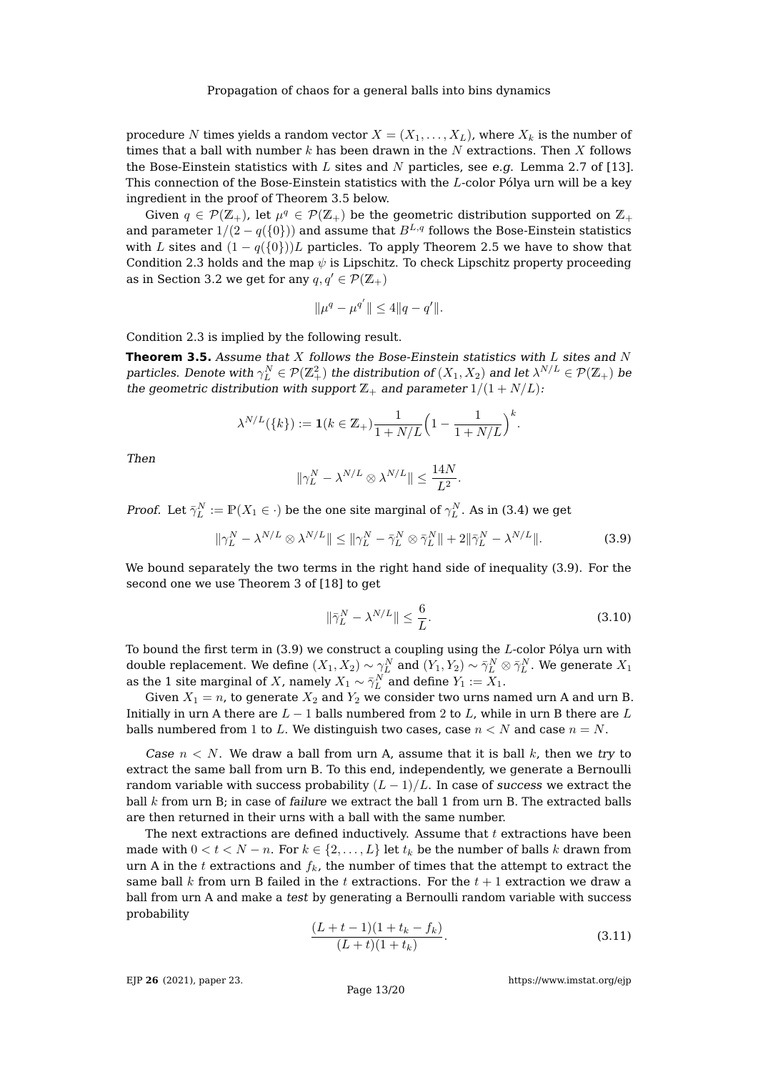procedure $N$ times yields a random vector $X = (X_1, \dots, X_L)$, where $X_k$ is the number of times that a ball with number $k$ has been drawn in the $N$ extractions. Then $X$ follows the Bose-Einstein statistics with $L$ sites and $N$ particles, see *e.g.* Lemma 2.7 of [13]. This connection of the Bose-Einstein statistics with the $L$-color Pólya urn will be a key ingredient in the proof of Theorem 3.5 below.

Given $q \in \mathcal{P}(\mathbb{Z}_+)$, let $\mu^q \in \mathcal{P}(\mathbb{Z}_+)$ be the geometric distribution supported on $\mathbb{Z}_+$ and parameter $1/(2 - q(\{0\}))$ and assume that $B^{L,q}$ follows the Bose-Einstein statistics with $L$ sites and $(1 - q(\{0\}))L$ particles. To apply Theorem 2.5 we have to show that Condition 2.3 holds and the map $\psi$ is Lipschitz. To check Lipschitz property proceeding as in Section 3.2 we get for any $q, q' \in \mathcal{P}(\mathbb{Z}_+)$

$$\|\mu^q - \mu^{q'}\| \leq 4\|q - q'\|.$$

Condition 2.3 is implied by the following result.

**Theorem 3.5.** *Assume that $X$ follows the Bose-Einstein statistics with $L$ sites and $N$ particles. Denote with $\gamma_L^N \in \mathcal{P}(\mathbb{Z}_+^2)$ the distribution of $(X_1, X_2)$ and let $\lambda^{N/L} \in \mathcal{P}(\mathbb{Z}_+)$ be the geometric distribution with support $\mathbb{Z}_+$ and parameter $1/(1 + N/L)$:*

$$\lambda^{N/L}(\{k\}) := \mathbf{1}(k \in \mathbb{Z}_+) \frac{1}{1 + N/L}\Big(1 - \frac{1}{1 + N/L}\Big)^k.$$

*Then*

$$\|\gamma_L^N - \lambda^{N/L} \otimes \lambda^{N/L}\| \leq \frac{14N}{L^2}.$$

*Proof.* Let $\bar{\gamma}_L^N := \mathbb{P}(X_1 \in \cdot)$ be the one site marginal of $\gamma_L^N$. As in (3.4) we get

$$\|\gamma_L^N - \lambda^{N/L} \otimes \lambda^{N/L}\| \leq \|\gamma_L^N - \bar{\gamma}_L^N \otimes \bar{\gamma}_L^N\| + 2\|\bar{\gamma}_L^N - \lambda^{N/L}\|. \tag{3.9}$$

We bound separately the two terms in the right hand side of inequality (3.9). For the second one we use Theorem 3 of [18] to get

$$\|\bar{\gamma}_L^N - \lambda^{N/L}\| \leq \frac{6}{L}. \tag{3.10}$$

To bound the first term in (3.9) we construct a coupling using the $L$-color Pólya urn with double replacement. We define $(X_1, X_2) \sim \gamma_L^N$ and $(Y_1, Y_2) \sim \bar{\gamma}_L^N \otimes \bar{\gamma}_L^N$. We generate $X_1$ as the 1 site marginal of $X$, namely $X_1 \sim \bar{\gamma}_L^N$ and define $Y_1 := X_1$.

Given $X_1 = n$, to generate $X_2$ and $Y_2$ we consider two urns named urn A and urn B. Initially in urn A there are $L - 1$ balls numbered from 2 to $L$, while in urn B there are $L$ balls numbered from 1 to $L$. We distinguish two cases, case $n < N$ and case $n = N$.

*Case $n < N$.* We draw a ball from urn A, assume that it is ball $k$, then we *try* to extract the same ball from urn B. To this end, independently, we generate a Bernoulli random variable with success probability $(L - 1)/L$. In case of *success* we extract the ball $k$ from urn B; in case of *failure* we extract the ball 1 from urn B. The extracted balls are then returned in their urns with a ball with the same number.

The next extractions are defined inductively. Assume that $t$ extractions have been made with $0 < t < N - n$. For $k \in \{2, \dots, L\}$ let $t_k$ be the number of balls $k$ drawn from urn A in the $t$ extractions and $f_k$, the number of times that the attempt to extract the same ball $k$ from urn B failed in the $t$ extractions. For the $t + 1$ extraction we draw a ball from urn A and make a *test* by generating a Bernoulli random variable with success probability

$$\frac{(L + t - 1)(1 + t_k - f_k)}{(L + t)(1 + t_k)}. \tag{3.11}$$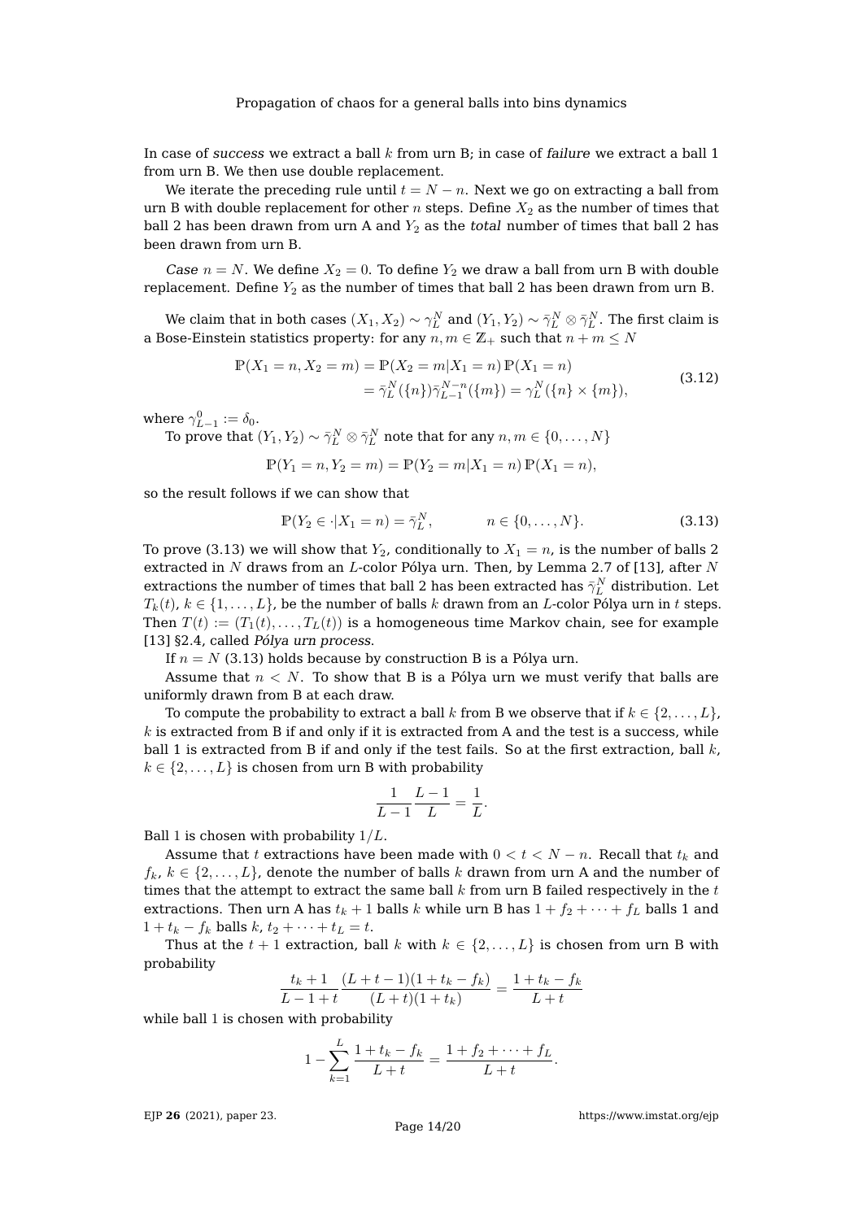In case of *success* we extract a ball $k$ from urn B; in case of *failure* we extract a ball 1 from urn B. We then use double replacement.

We iterate the preceding rule until $t = N - n$. Next we go on extracting a ball from urn B with double replacement for other $n$ steps. Define $X_2$ as the number of times that ball 2 has been drawn from urn A and $Y_2$ as the *total* number of times that ball 2 has been drawn from urn B.

*Case* $n = N$. We define $X_2 = 0$. To define $Y_2$ we draw a ball from urn B with double replacement. Define $Y_2$ as the number of times that ball 2 has been drawn from urn B.

We claim that in both cases $(X_1, X_2) \sim \gamma_L^N$ and $(Y_1, Y_2) \sim \bar{\gamma}_L^N \otimes \bar{\gamma}_L^N$. The first claim is a Bose-Einstein statistics property: for any $n, m \in \mathbb{Z}_+$ such that $n + m \leq N$

$$
\begin{aligned}
\mathbb{P}(X_1 = n, X_2 = m) &= \mathbb{P}(X_2 = m | X_1 = n)\,\mathbb{P}(X_1 = n) \\
&= \bar{\gamma}_L^N(\{n\})\bar{\gamma}_{L-1}^{N-n}(\{m\}) = \gamma_L^N(\{n\} \times \{m\}),
\end{aligned}
\tag{3.12}
$$

where $\gamma_{L-1}^0 := \delta_0$.

To prove that $(Y_1, Y_2) \sim \bar{\gamma}_L^N \otimes \bar{\gamma}_L^N$ note that for any $n, m \in \{0, \dots, N\}$

$$
\mathbb{P}(Y_1 = n, Y_2 = m) = \mathbb{P}(Y_2 = m | X_1 = n)\,\mathbb{P}(X_1 = n),
$$

so the result follows if we can show that

$$
\mathbb{P}(Y_2 \in \cdot | X_1 = n) = \bar{\gamma}_L^N, \qquad n \in \{0, \dots, N\}. \tag{3.13}
$$

To prove (3.13) we will show that $Y_2$, conditionally to $X_1 = n$, is the number of balls 2 extracted in $N$ draws from an $L$-color Pólya urn. Then, by Lemma 2.7 of [13], after $N$ extractions the number of times that ball 2 has been extracted has $\bar{\gamma}_L^N$ distribution. Let $T_k(t)$, $k \in \{1, \dots, L\}$, be the number of balls $k$ drawn from an $L$-color Pólya urn in $t$ steps. Then $T(t) := (T_1(t), \dots, T_L(t))$ is a homogeneous time Markov chain, see for example [13] §2.4, called *Pólya urn process*.

If $n = N$ (3.13) holds because by construction B is a Pólya urn.

Assume that $n < N$. To show that B is a Pólya urn we must verify that balls are uniformly drawn from B at each draw.

To compute the probability to extract a ball $k$ from B we observe that if $k \in \{2, \dots, L\}$, $k$ is extracted from B if and only if it is extracted from A and the test is a success, while ball 1 is extracted from B if and only if the test fails. So at the first extraction, ball $k$, $k \in \{2, \dots, L\}$ is chosen from urn B with probability

$$
\frac{1}{L-1}\frac{L-1}{L} = \frac{1}{L}.
$$

Ball 1 is chosen with probability $1/L$.

Assume that $t$ extractions have been made with $0 < t < N - n$. Recall that $t_k$ and $f_k$, $k \in \{2, \dots, L\}$, denote the number of balls $k$ drawn from urn A and the number of times that the attempt to extract the same ball $k$ from urn B failed respectively in the $t$ extractions. Then urn A has $t_k + 1$ balls $k$ while urn B has $1 + f_2 + \dots + f_L$ balls 1 and $1 + t_k - f_k$ balls $k$, $t_2 + \dots + t_L = t$.

Thus at the $t + 1$ extraction, ball $k$ with $k \in \{2, \dots, L\}$ is chosen from urn B with probability

$$
\frac{t_k + 1}{L - 1 + t}\frac{(L + t - 1)(1 + t_k - f_k)}{(L + t)(1 + t_k)} = \frac{1 + t_k - f_k}{L + t}
$$

while ball 1 is chosen with probability

$$
1 - \sum_{k=1}^{L} \frac{1 + t_k - f_k}{L + t} = \frac{1 + f_2 + \dots + f_L}{L + t}.
$$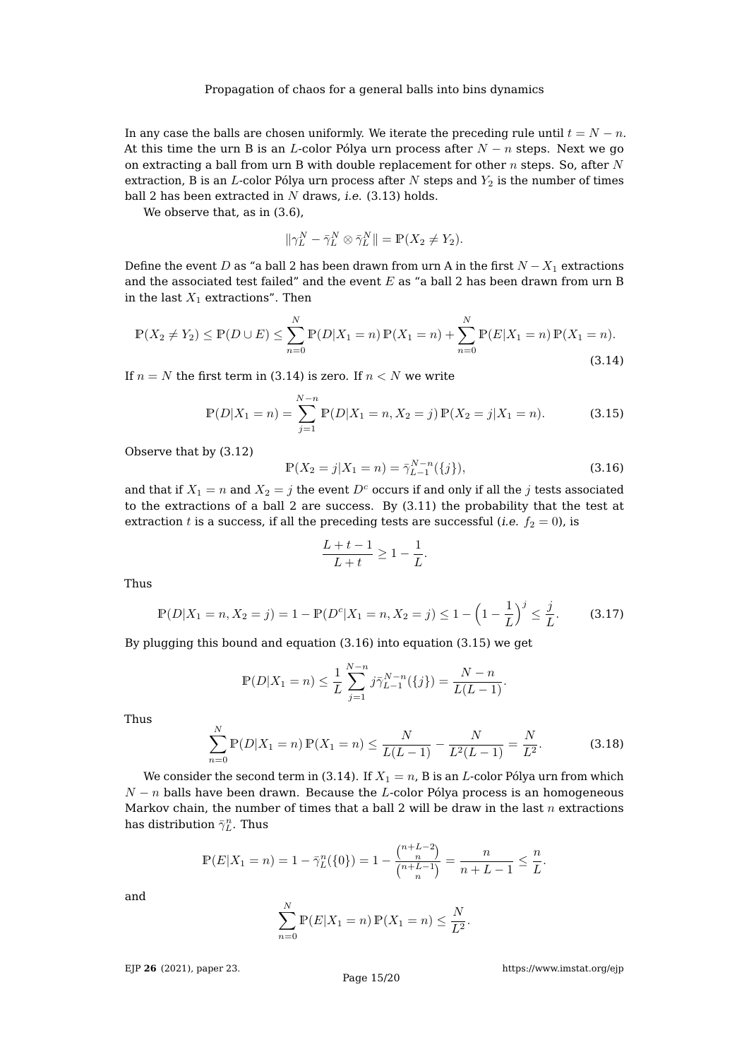In any case the balls are chosen uniformly. We iterate the preceding rule until $t = N - n$. At this time the urn B is an $L$-color Pólya urn process after $N - n$ steps. Next we go on extracting a ball from urn B with double replacement for other $n$ steps. So, after $N$ extraction, B is an $L$-color Pólya urn process after $N$ steps and $Y_2$ is the number of times ball 2 has been extracted in $N$ draws, *i.e.* (3.13) holds.

We observe that, as in (3.6),

$$\|\gamma_L^N - \bar{\gamma}_L^N \otimes \bar{\gamma}_L^N\| = \mathbb{P}(X_2 \neq Y_2).$$

Define the event $D$ as "a ball 2 has been drawn from urn A in the first $N - X_1$ extractions and the associated test failed" and the event $E$ as "a ball 2 has been drawn from urn B in the last $X_1$ extractions". Then

$$\mathbb{P}(X_2 \neq Y_2) \leq \mathbb{P}(D \cup E) \leq \sum_{n=0}^{N} \mathbb{P}(D|X_1 = n)\,\mathbb{P}(X_1 = n) + \sum_{n=0}^{N} \mathbb{P}(E|X_1 = n)\,\mathbb{P}(X_1 = n). \tag{3.14}$$

If $n = N$ the first term in (3.14) is zero. If $n < N$ we write

$$\mathbb{P}(D|X_1 = n) = \sum_{j=1}^{N-n} \mathbb{P}(D|X_1 = n, X_2 = j)\,\mathbb{P}(X_2 = j|X_1 = n). \tag{3.15}$$

Observe that by (3.12)

$$\mathbb{P}(X_2 = j|X_1 = n) = \bar{\gamma}_{L-1}^{N-n}(\{j\}), \tag{3.16}$$

and that if $X_1 = n$ and $X_2 = j$ the event $D^c$ occurs if and only if all the $j$ tests associated to the extractions of a ball 2 are success. By (3.11) the probability that the test at extraction $t$ is a success, if all the preceding tests are successful (*i.e.* $f_2 = 0$), is

$$\frac{L + t - 1}{L + t} \geq 1 - \frac{1}{L}.$$

Thus

$$\mathbb{P}(D|X_1 = n, X_2 = j) = 1 - \mathbb{P}(D^c|X_1 = n, X_2 = j) \leq 1 - \left(1 - \frac{1}{L}\right)^j \leq \frac{j}{L}. \tag{3.17}$$

By plugging this bound and equation (3.16) into equation (3.15) we get

$$\mathbb{P}(D|X_1 = n) \leq \frac{1}{L} \sum_{j=1}^{N-n} j \bar{\gamma}_{L-1}^{N-n}(\{j\}) = \frac{N - n}{L(L-1)}.$$

Thus

$$\sum_{n=0}^{N} \mathbb{P}(D|X_1 = n)\,\mathbb{P}(X_1 = n) \leq \frac{N}{L(L-1)} - \frac{N}{L^2(L-1)} = \frac{N}{L^2}. \tag{3.18}$$

We consider the second term in (3.14). If $X_1 = n$, B is an $L$-color Pólya urn from which $N - n$ balls have been drawn. Because the $L$-color Pólya process is an homogeneous Markov chain, the number of times that a ball 2 will be draw in the last $n$ extractions has distribution $\bar{\gamma}_L^n$. Thus

$$\mathbb{P}(E|X_1 = n) = 1 - \bar{\gamma}_L^n(\{0\}) = 1 - \frac{\binom{n+L-2}{n}}{\binom{n+L-1}{n}} = \frac{n}{n + L - 1} \leq \frac{n}{L}.$$

and

$$\sum_{n=0}^{N} \mathbb{P}(E|X_1 = n)\,\mathbb{P}(X_1 = n) \leq \frac{N}{L^2}.$$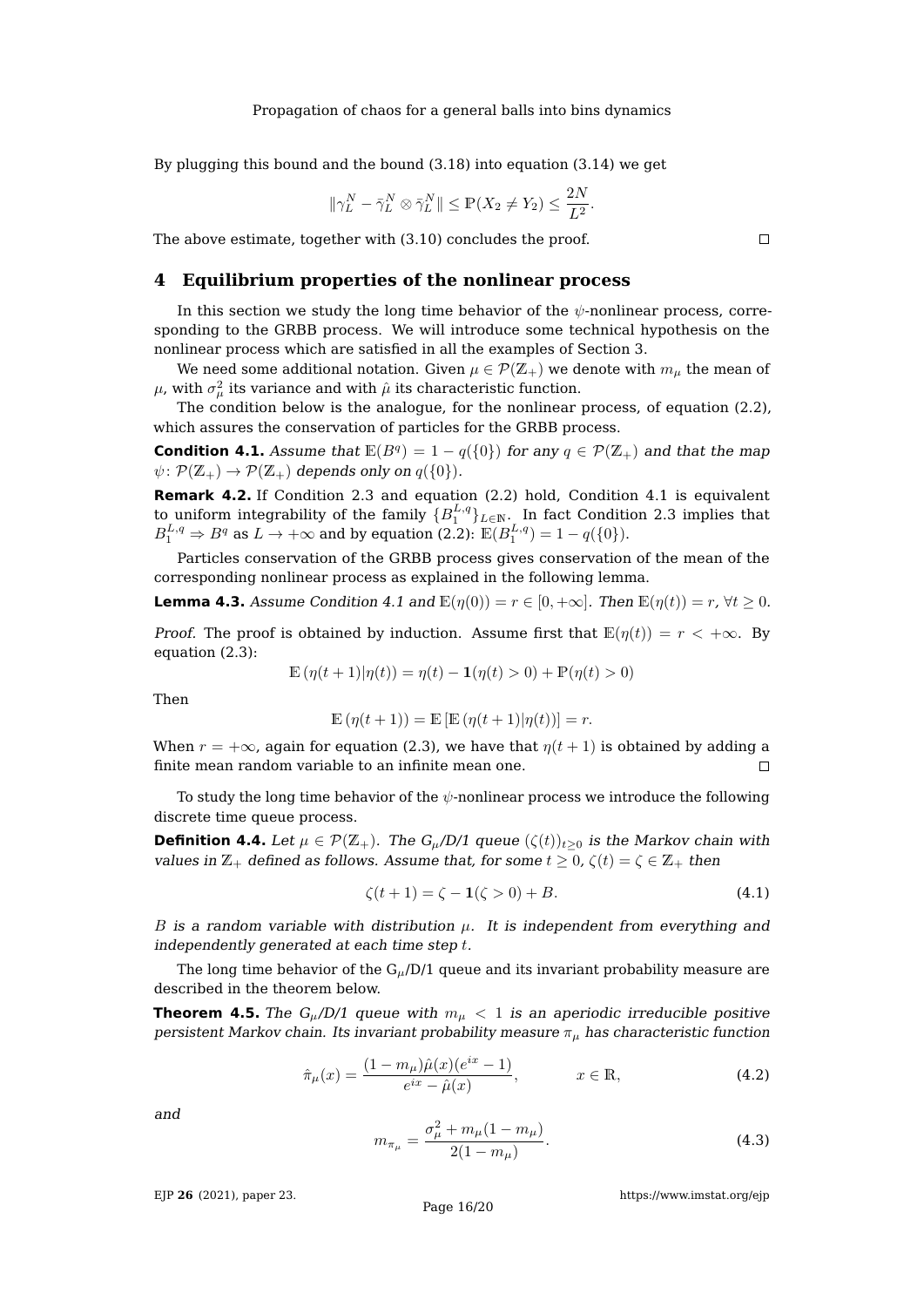By plugging this bound and the bound (3.18) into equation (3.14) we get

$$\|\gamma_L^N - \bar{\gamma}_L^N \otimes \bar{\gamma}_L^N\| \leq \mathbb{P}(X_2 \neq Y_2) \leq \frac{2N}{L^2}.$$

The above estimate, together with (3.10) concludes the proof. $\square$

## 4 Equilibrium properties of the nonlinear process

In this section we study the long time behavior of the $\psi$-nonlinear process, corresponding to the GRBB process. We will introduce some technical hypothesis on the nonlinear process which are satisfied in all the examples of Section 3.

We need some additional notation. Given $\mu \in \mathcal{P}(\mathbb{Z}_+)$ we denote with $m_\mu$ the mean of $\mu$, with $\sigma_\mu^2$ its variance and with $\hat{\mu}$ its characteristic function.

The condition below is the analogue, for the nonlinear process, of equation (2.2), which assures the conservation of particles for the GRBB process.

**Condition 4.1.** *Assume that $\mathbb{E}(B^q) = 1 - q(\{0\})$ for any $q \in \mathcal{P}(\mathbb{Z}_+)$ and that the map $\psi\colon \mathcal{P}(\mathbb{Z}_+) \to \mathcal{P}(\mathbb{Z}_+)$ depends only on $q(\{0\})$.*

**Remark 4.2.** If Condition 2.3 and equation (2.2) hold, Condition 4.1 is equivalent to uniform integrability of the family $\{B_1^{L,q}\}_{L\in\mathbb{N}}$. In fact Condition 2.3 implies that $B_1^{L,q} \Rightarrow B^q$ as $L \to +\infty$ and by equation (2.2): $\mathbb{E}(B_1^{L,q}) = 1 - q(\{0\})$.

Particles conservation of the GRBB process gives conservation of the mean of the corresponding nonlinear process as explained in the following lemma.

**Lemma 4.3.** *Assume Condition 4.1 and $\mathbb{E}(\eta(0)) = r \in [0, +\infty]$. Then $\mathbb{E}(\eta(t)) = r$, $\forall t \geq 0$.*

*Proof.* The proof is obtained by induction. Assume first that $\mathbb{E}(\eta(t)) = r < +\infty$. By equation (2.3):

$$\mathbb{E}\left(\eta(t+1)|\eta(t)\right) = \eta(t) - \mathbf{1}(\eta(t) > 0) + \mathbb{P}(\eta(t) > 0)$$

Then

$$\mathbb{E}\left(\eta(t+1)\right) = \mathbb{E}\left[\mathbb{E}\left(\eta(t+1)|\eta(t)\right)\right] = r.$$

When $r = +\infty$, again for equation (2.3), we have that $\eta(t+1)$ is obtained by adding a finite mean random variable to an infinite mean one. $\square$

To study the long time behavior of the $\psi$-nonlinear process we introduce the following discrete time queue process.

**Definition 4.4.** *Let $\mu \in \mathcal{P}(\mathbb{Z}_+)$. The $G_\mu$/D/1 queue $(\zeta(t))_{t\geq 0}$ is the Markov chain with values in $\mathbb{Z}_+$ defined as follows. Assume that, for some $t \geq 0$, $\zeta(t) = \zeta \in \mathbb{Z}_+$ then*

$$\zeta(t+1) = \zeta - \mathbf{1}(\zeta > 0) + B. \tag{4.1}$$

*$B$ is a random variable with distribution $\mu$. It is independent from everything and independently generated at each time step $t$.*

The long time behavior of the $G_\mu$/D/1 queue and its invariant probability measure are described in the theorem below.

**Theorem 4.5.** *The $G_\mu$/D/1 queue with $m_\mu < 1$ is an aperiodic irreducible positive persistent Markov chain. Its invariant probability measure $\pi_\mu$ has characteristic function*

$$\hat{\pi}_\mu(x) = \frac{(1 - m_\mu)\hat{\mu}(x)(e^{ix} - 1)}{e^{ix} - \hat{\mu}(x)}, \qquad x \in \mathbb{R}, \tag{4.2}$$

*and*

$$m_{\pi_\mu} = \frac{\sigma_\mu^2 + m_\mu(1 - m_\mu)}{2(1 - m_\mu)}. \tag{4.3}$$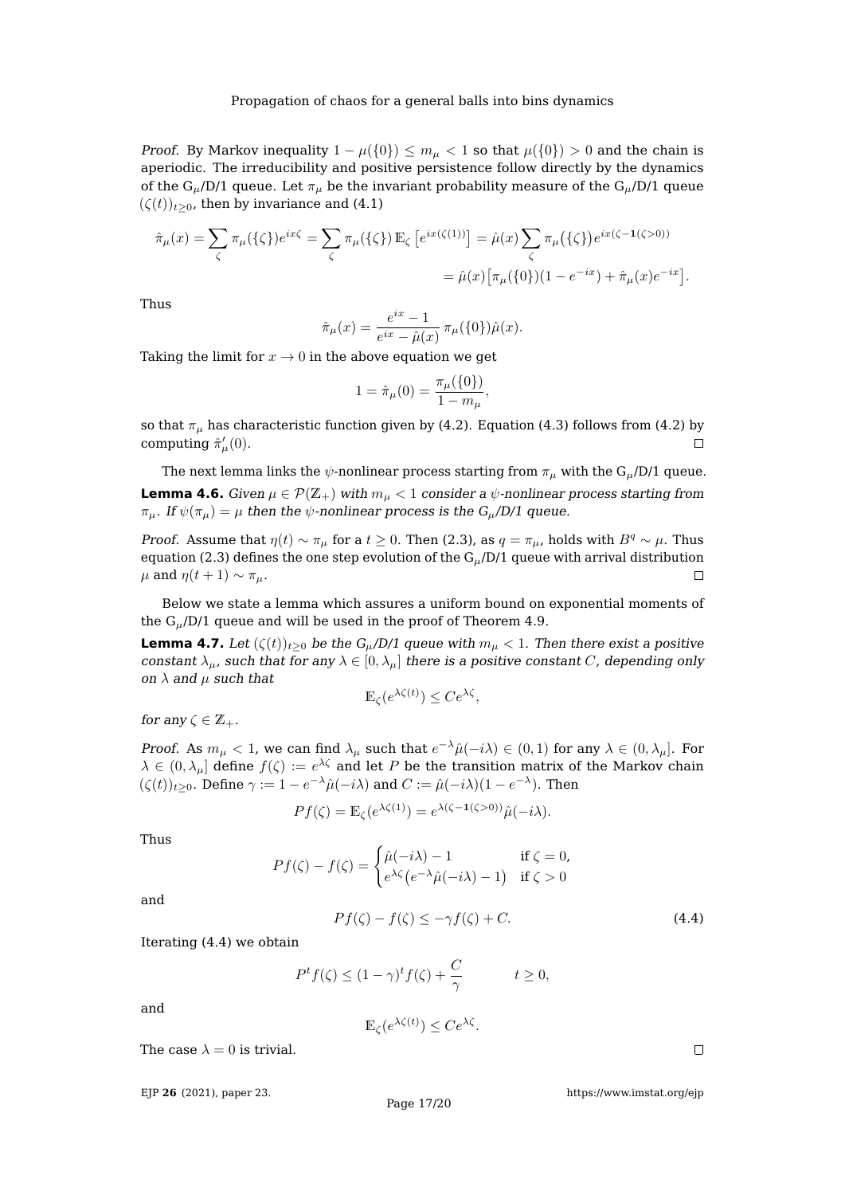*Proof.* By Markov inequality $1-\mu(\{0\}) \le m_\mu < 1$ so that $\mu(\{0\}) > 0$ and the chain is aperiodic. The irreducibility and positive persistence follow directly by the dynamics of the G$_\mu$/D/1 queue. Let $\pi_\mu$ be the invariant probability measure of the G$_\mu$/D/1 queue $(\zeta(t))_{t\ge 0}$, then by invariance and (4.1)

$$\hat\pi_\mu(x) = \sum_\zeta \pi_\mu(\{\zeta\}) e^{ix\zeta} = \sum_\zeta \pi_\mu(\{\zeta\})\,\mathbb{E}_\zeta\left[e^{ix(\zeta(1))}\right] = \hat\mu(x)\sum_\zeta \pi_\mu\big(\{\zeta\}\big)e^{ix(\zeta-\mathbf{1}(\zeta>0))}$$
$$= \hat\mu(x)\big[\pi_\mu(\{0\})(1-e^{-ix}) + \hat\pi_\mu(x)e^{-ix}\big].$$

Thus

$$\hat\pi_\mu(x) = \frac{e^{ix}-1}{e^{ix}-\hat\mu(x)}\,\pi_\mu(\{0\})\hat\mu(x).$$

Taking the limit for $x\to 0$ in the above equation we get

$$1 = \hat\pi_\mu(0) = \frac{\pi_\mu(\{0\})}{1-m_\mu},$$

so that $\pi_\mu$ has characteristic function given by (4.2). Equation (4.3) follows from (4.2) by computing $\hat\pi_\mu'(0)$. ☐

The next lemma links the $\psi$-nonlinear process starting from $\pi_\mu$ with the G$_\mu$/D/1 queue.

**Lemma 4.6.** *Given $\mu\in\mathcal{P}(\mathbb{Z}_+)$ with $m_\mu<1$ consider a $\psi$-nonlinear process starting from $\pi_\mu$. If $\psi(\pi_\mu)=\mu$ then the $\psi$-nonlinear process is the G$_\mu$/D/1 queue.*

*Proof.* Assume that $\eta(t)\sim\pi_\mu$ for a $t\ge 0$. Then (2.3), as $q=\pi_\mu$, holds with $B^q\sim\mu$. Thus equation (2.3) defines the one step evolution of the G$_\mu$/D/1 queue with arrival distribution $\mu$ and $\eta(t+1)\sim\pi_\mu$. ☐

Below we state a lemma which assures a uniform bound on exponential moments of the G$_\mu$/D/1 queue and will be used in the proof of Theorem 4.9.

**Lemma 4.7.** *Let $(\zeta(t))_{t\ge 0}$ be the G$_\mu$/D/1 queue with $m_\mu<1$. Then there exist a positive constant $\lambda_\mu$, such that for any $\lambda\in[0,\lambda_\mu]$ there is a positive constant $C$, depending only on $\lambda$ and $\mu$ such that*

$$\mathbb{E}_\zeta(e^{\lambda\zeta(t)}) \le Ce^{\lambda\zeta},$$

*for any $\zeta\in\mathbb{Z}_+$.*

*Proof.* As $m_\mu<1$, we can find $\lambda_\mu$ such that $e^{-\lambda}\hat\mu(-i\lambda)\in(0,1)$ for any $\lambda\in(0,\lambda_\mu]$. For $\lambda\in(0,\lambda_\mu]$ define $f(\zeta):=e^{\lambda\zeta}$ and let $P$ be the transition matrix of the Markov chain $(\zeta(t))_{t\ge 0}$. Define $\gamma:=1-e^{-\lambda}\hat\mu(-i\lambda)$ and $C:=\hat\mu(-i\lambda)(1-e^{-\lambda})$. Then

$$Pf(\zeta) = \mathbb{E}_\zeta(e^{\lambda\zeta(1)}) = e^{\lambda(\zeta-\mathbf{1}(\zeta>0))}\hat\mu(-i\lambda).$$

Thus

$$Pf(\zeta)-f(\zeta) = \begin{cases}\hat\mu(-i\lambda)-1 & \text{if } \zeta=0,\\ e^{\lambda\zeta}\big(e^{-\lambda}\hat\mu(-i\lambda)-1\big) & \text{if } \zeta>0\end{cases}$$

and

$$Pf(\zeta)-f(\zeta) \le -\gamma f(\zeta) + C. \tag{4.4}$$

Iterating (4.4) we obtain

$$P^t f(\zeta) \le (1-\gamma)^t f(\zeta) + \frac{C}{\gamma} \qquad t\ge 0,$$

and

$$\mathbb{E}_\zeta(e^{\lambda\zeta(t)}) \le Ce^{\lambda\zeta}.$$

The case $\lambda=0$ is trivial. ☐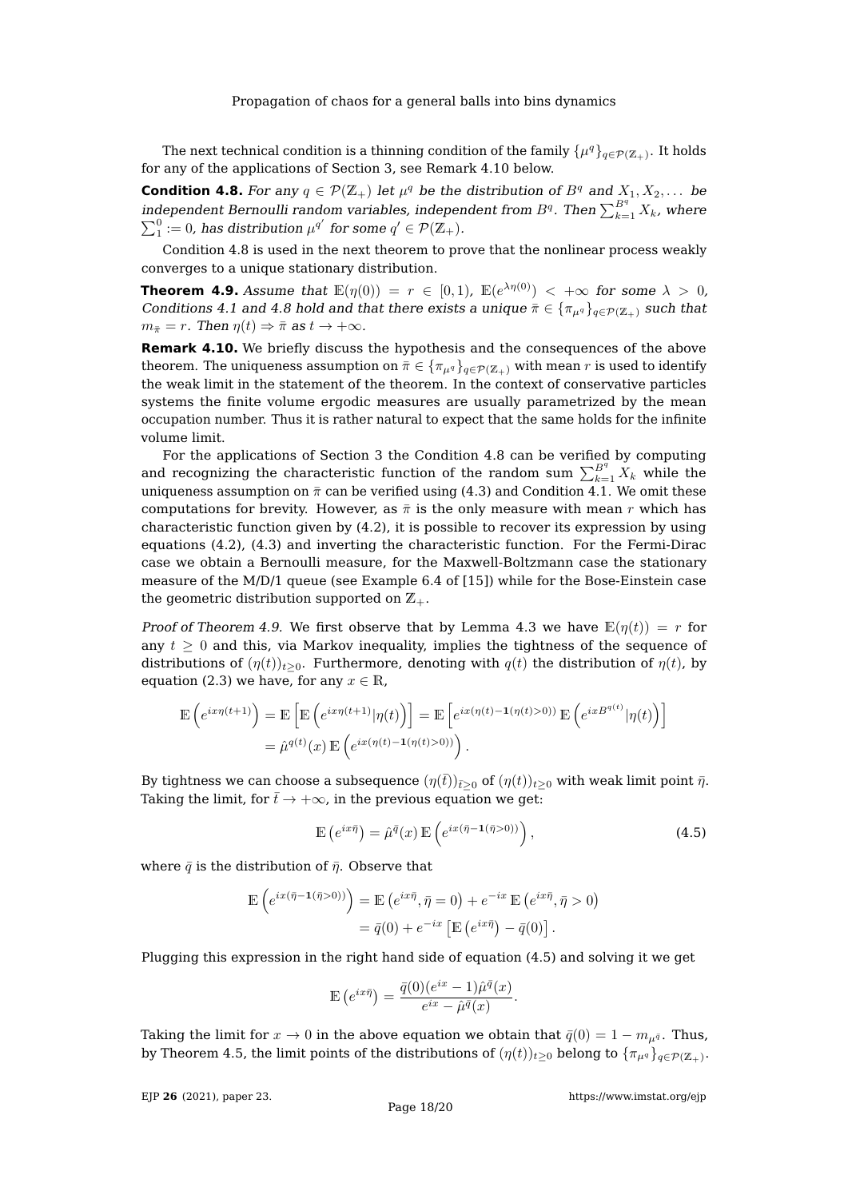The next technical condition is a thinning condition of the family $\{\mu^q\}_{q\in\mathcal{P}(\mathbb{Z}_+)}$. It holds for any of the applications of Section 3, see Remark 4.10 below.

**Condition 4.8.** *For any $q \in \mathcal{P}(\mathbb{Z}_+)$ let $\mu^q$ be the distribution of $B^q$ and $X_1, X_2, \dots$ be independent Bernoulli random variables, independent from $B^q$. Then $\sum_{k=1}^{B^q} X_k$, where $\sum_1^0 := 0$, has distribution $\mu^{q'}$ for some $q' \in \mathcal{P}(\mathbb{Z}_+)$.*

Condition 4.8 is used in the next theorem to prove that the nonlinear process weakly converges to a unique stationary distribution.

**Theorem 4.9.** *Assume that $\mathbb{E}(\eta(0)) = r \in [0, 1)$, $\mathbb{E}(e^{\lambda\eta(0)}) < +\infty$ for some $\lambda > 0$, Conditions 4.1 and 4.8 hold and that there exists a unique $\bar{\pi} \in \{\pi_{\mu^q}\}_{q\in\mathcal{P}(\mathbb{Z}_+)}$ such that $m_{\bar{\pi}} = r$. Then $\eta(t) \Rightarrow \bar{\pi}$ as $t \to +\infty$.*

**Remark 4.10.** We briefly discuss the hypothesis and the consequences of the above theorem. The uniqueness assumption on $\bar{\pi} \in \{\pi_{\mu^q}\}_{q\in\mathcal{P}(\mathbb{Z}_+)}$ with mean $r$ is used to identify the weak limit in the statement of the theorem. In the context of conservative particles systems the finite volume ergodic measures are usually parametrized by the mean occupation number. Thus it is rather natural to expect that the same holds for the infinite volume limit.

For the applications of Section 3 the Condition 4.8 can be verified by computing and recognizing the characteristic function of the random sum $\sum_{k=1}^{B^q} X_k$ while the uniqueness assumption on $\bar{\pi}$ can be verified using (4.3) and Condition 4.1. We omit these computations for brevity. However, as $\bar{\pi}$ is the only measure with mean $r$ which has characteristic function given by (4.2), it is possible to recover its expression by using equations (4.2), (4.3) and inverting the characteristic function. For the Fermi-Dirac case we obtain a Bernoulli measure, for the Maxwell-Boltzmann case the stationary measure of the M/D/1 queue (see Example 6.4 of [15]) while for the Bose-Einstein case the geometric distribution supported on $\mathbb{Z}_+$.

*Proof of Theorem 4.9.* We first observe that by Lemma 4.3 we have $\mathbb{E}(\eta(t)) = r$ for any $t \geq 0$ and this, via Markov inequality, implies the tightness of the sequence of distributions of $(\eta(t))_{t\geq 0}$. Furthermore, denoting with $q(t)$ the distribution of $\eta(t)$, by equation (2.3) we have, for any $x \in \mathbb{R}$,

$$\mathbb{E}\left(e^{ix\eta(t+1)}\right) = \mathbb{E}\left[\mathbb{E}\left(e^{ix\eta(t+1)}|\eta(t)\right)\right] = \mathbb{E}\left[e^{ix(\eta(t)-\mathbf{1}(\eta(t)>0))}\,\mathbb{E}\left(e^{ixB^{q(t)}}|\eta(t)\right)\right]$$
$$= \hat{\mu}^{q(t)}(x)\,\mathbb{E}\left(e^{ix(\eta(t)-\mathbf{1}(\eta(t)>0))}\right).$$

By tightness we can choose a subsequence $(\eta(\bar{t}))_{\bar{t}\geq 0}$ of $(\eta(t))_{t\geq 0}$ with weak limit point $\bar{\eta}$. Taking the limit, for $\bar{t} \to +\infty$, in the previous equation we get:

$$\mathbb{E}\left(e^{ix\bar{\eta}}\right) = \hat{\mu}^{\bar{q}}(x)\,\mathbb{E}\left(e^{ix(\bar{\eta}-\mathbf{1}(\bar{\eta}>0))}\right), \tag{4.5}$$

where $\bar{q}$ is the distribution of $\bar{\eta}$. Observe that

$$\mathbb{E}\left(e^{ix(\bar{\eta}-\mathbf{1}(\bar{\eta}>0))}\right) = \mathbb{E}\left(e^{ix\bar{\eta}}, \bar{\eta} = 0\right) + e^{-ix}\,\mathbb{E}\left(e^{ix\bar{\eta}}, \bar{\eta} > 0\right)$$
$$= \bar{q}(0) + e^{-ix}\left[\mathbb{E}\left(e^{ix\bar{\eta}}\right) - \bar{q}(0)\right].$$

Plugging this expression in the right hand side of equation (4.5) and solving it we get

$$\mathbb{E}\left(e^{ix\bar{\eta}}\right) = \frac{\bar{q}(0)(e^{ix} - 1)\hat{\mu}^{\bar{q}}(x)}{e^{ix} - \hat{\mu}^{\bar{q}}(x)}.$$

Taking the limit for $x \to 0$ in the above equation we obtain that $\bar{q}(0) = 1 - m_{\mu^{\bar{q}}}$. Thus, by Theorem 4.5, the limit points of the distributions of $(\eta(t))_{t\geq 0}$ belong to $\{\pi_{\mu^q}\}_{q\in\mathcal{P}(\mathbb{Z}_+)}$.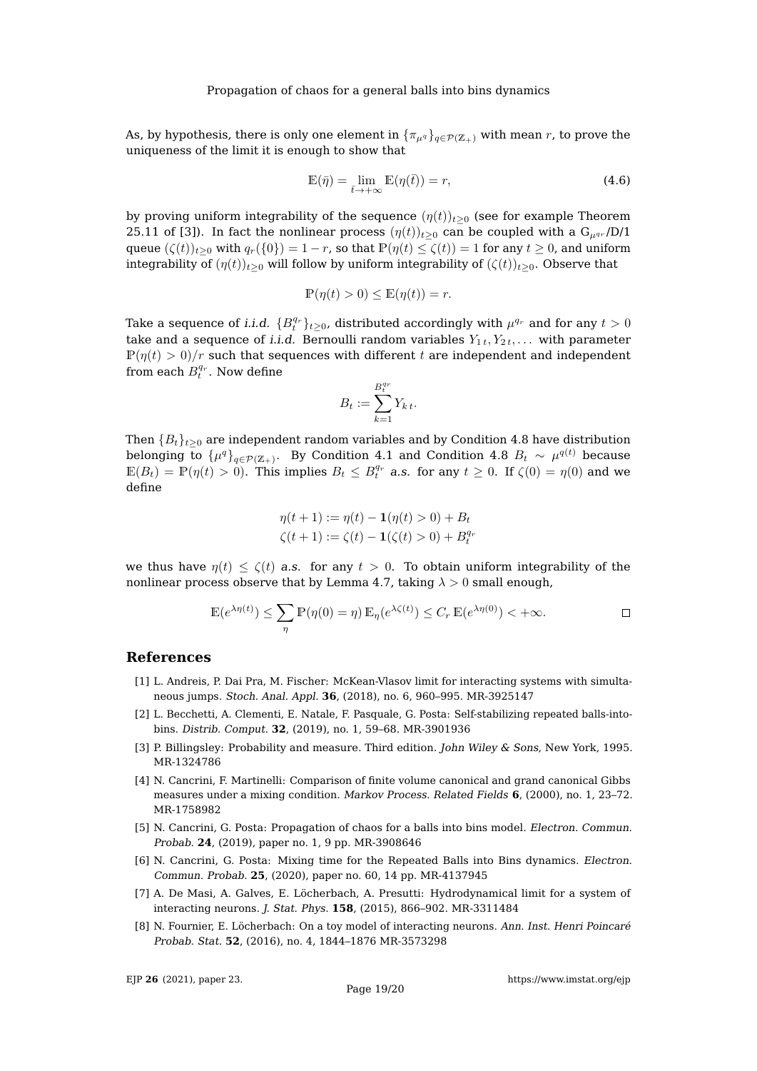As, by hypothesis, there is only one element in $\{\pi_{\mu^q}\}_{q\in\mathcal{P}(\mathbb{Z}_+)}$ with mean $r$, to prove the uniqueness of the limit it is enough to show that

$$\mathbb{E}(\bar{\eta}) = \lim_{\bar{t}\to+\infty} \mathbb{E}(\eta(\bar{t})) = r, \tag{4.6}$$

by proving uniform integrability of the sequence $(\eta(t))_{t\geq 0}$ (see for example Theorem 25.11 of [3]). In fact the nonlinear process $(\eta(t))_{t\geq 0}$ can be coupled with a $\mathrm{G}_{\mu^{q_r}}$/D/1 queue $(\zeta(t))_{t\geq 0}$ with $q_r(\{0\}) = 1-r$, so that $\mathbb{P}(\eta(t) \leq \zeta(t)) = 1$ for any $t \geq 0$, and uniform integrability of $(\eta(t))_{t\geq 0}$ will follow by uniform integrability of $(\zeta(t))_{t\geq 0}$. Observe that

$$\mathbb{P}(\eta(t) > 0) \leq \mathbb{E}(\eta(t)) = r.$$

Take a sequence of *i.i.d.* $\{B_t^{q_r}\}_{t\geq 0}$, distributed accordingly with $\mu^{q_r}$ and for any $t > 0$ take and a sequence of *i.i.d.* Bernoulli random variables $Y_{1\,t}, Y_{2\,t}, \ldots$ with parameter $\mathbb{P}(\eta(t) > 0)/r$ such that sequences with different $t$ are independent and independent from each $B_t^{q_r}$. Now define

$$B_t := \sum_{k=1}^{B_t^{q_r}} Y_{k\,t}.$$

Then $\{B_t\}_{t\geq 0}$ are independent random variables and by Condition 4.8 have distribution belonging to $\{\mu^q\}_{q\in\mathcal{P}(\mathbb{Z}_+)}$. By Condition 4.1 and Condition 4.8 $B_t \sim \mu^{q(t)}$ because $\mathbb{E}(B_t) = \mathbb{P}(\eta(t) > 0)$. This implies $B_t \leq B_t^{q_r}$ *a.s.* for any $t \geq 0$. If $\zeta(0) = \eta(0)$ and we define

$$\eta(t+1) := \eta(t) - \mathbf{1}(\eta(t) > 0) + B_t$$
$$\zeta(t+1) := \zeta(t) - \mathbf{1}(\zeta(t) > 0) + B_t^{q_r}$$

we thus have $\eta(t) \leq \zeta(t)$ *a.s.* for any $t > 0$. To obtain uniform integrability of the nonlinear process observe that by Lemma 4.7, taking $\lambda > 0$ small enough,

$$\mathbb{E}(e^{\lambda\eta(t)}) \leq \sum_{\eta} \mathbb{P}(\eta(0) = \eta)\, \mathbb{E}_\eta(e^{\lambda\zeta(t)}) \leq C_r\, \mathbb{E}(e^{\lambda\eta(0)}) < +\infty. \qquad \square$$

## References

[1] L. Andreis, P. Dai Pra, M. Fischer: McKean-Vlasov limit for interacting systems with simultaneous jumps. *Stoch. Anal. Appl.* **36**, (2018), no. 6, 960–995. MR-3925147

[2] L. Becchetti, A. Clementi, E. Natale, F. Pasquale, G. Posta: Self-stabilizing repeated balls-into-bins. *Distrib. Comput.* **32**, (2019), no. 1, 59–68. MR-3901936

[3] P. Billingsley: Probability and measure. Third edition. *John Wiley & Sons*, New York, 1995. MR-1324786

[4] N. Cancrini, F. Martinelli: Comparison of finite volume canonical and grand canonical Gibbs measures under a mixing condition. *Markov Process. Related Fields* **6**, (2000), no. 1, 23–72. MR-1758982

[5] N. Cancrini, G. Posta: Propagation of chaos for a balls into bins model. *Electron. Commun. Probab.* **24**, (2019), paper no. 1, 9 pp. MR-3908646

[6] N. Cancrini, G. Posta: Mixing time for the Repeated Balls into Bins dynamics. *Electron. Commun. Probab.* **25**, (2020), paper no. 60, 14 pp. MR-4137945

[7] A. De Masi, A. Galves, E. Löcherbach, A. Presutti: Hydrodynamical limit for a system of interacting neurons. *J. Stat. Phys.* **158**, (2015), 866–902. MR-3311484

[8] N. Fournier, E. Löcherbach: On a toy model of interacting neurons. *Ann. Inst. Henri Poincaré Probab. Stat.* **52**, (2016), no. 4, 1844–1876 MR-3573298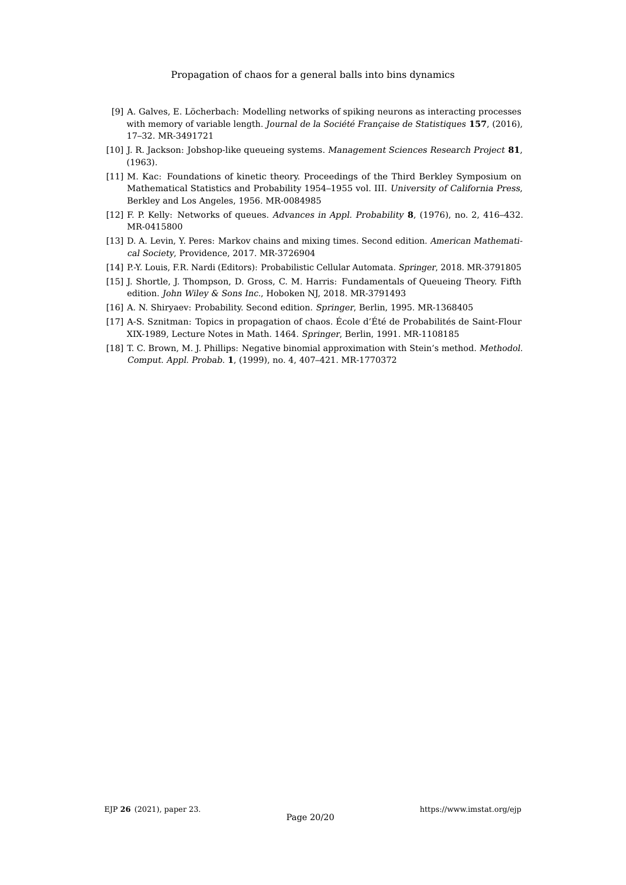[9] A. Galves, E. Löcherbach: Modelling networks of spiking neurons as interacting processes with memory of variable length. *Journal de la Société Française de Statistiques* **157**, (2016), 17–32. MR-3491721

[10] J. R. Jackson: Jobshop-like queueing systems. *Management Sciences Research Project* **81**, (1963).

[11] M. Kac: Foundations of kinetic theory. Proceedings of the Third Berkley Symposium on Mathematical Statistics and Probability 1954–1955 vol. III. *University of California Press*, Berkley and Los Angeles, 1956. MR-0084985

[12] F. P. Kelly: Networks of queues. *Advances in Appl. Probability* **8**, (1976), no. 2, 416–432. MR-0415800

[13] D. A. Levin, Y. Peres: Markov chains and mixing times. Second edition. *American Mathematical Society*, Providence, 2017. MR-3726904

[14] P.-Y. Louis, F.R. Nardi (Editors): Probabilistic Cellular Automata. *Springer*, 2018. MR-3791805

[15] J. Shortle, J. Thompson, D. Gross, C. M. Harris: Fundamentals of Queueing Theory. Fifth edition. *John Wiley & Sons Inc.*, Hoboken NJ, 2018. MR-3791493

[16] A. N. Shiryaev: Probability. Second edition. *Springer*, Berlin, 1995. MR-1368405

[17] A-S. Sznitman: Topics in propagation of chaos. École d'Été de Probabilités de Saint-Flour XIX-1989, Lecture Notes in Math. 1464. *Springer*, Berlin, 1991. MR-1108185

[18] T. C. Brown, M. J. Phillips: Negative binomial approximation with Stein's method. *Methodol. Comput. Appl. Probab.* **1**, (1999), no. 4, 407–421. MR-1770372